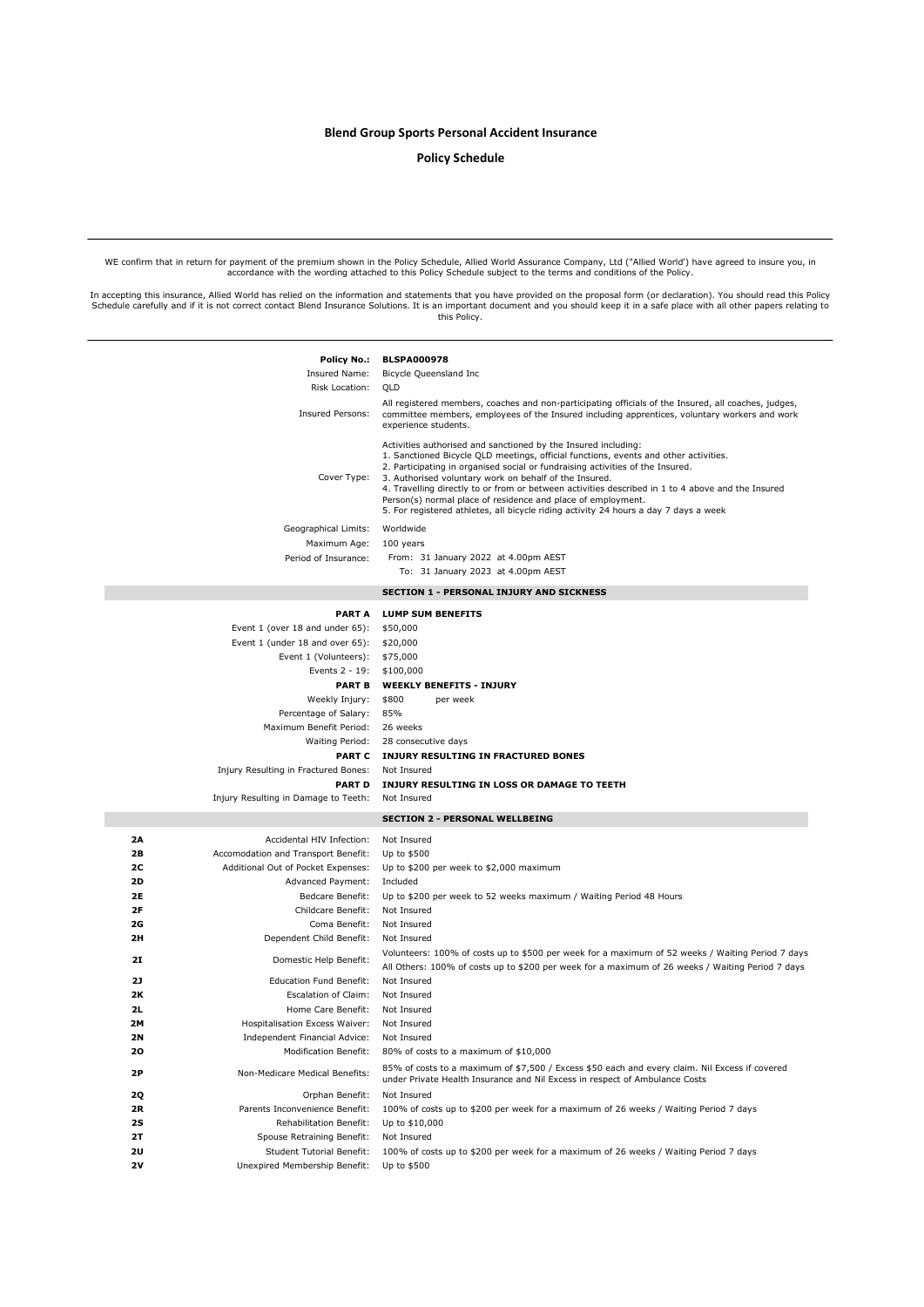# Blend Group Sports Personal Accident Insurance

## Policy Schedule

WE confirm that in return for payment of the premium shown in the Policy Schedule, Allied World Assurance Company, Ltd ("Allied World') have agreed to insure you, in accordance with the wording attached to this Policy Schedule subject to the terms and conditions of the Policy.

In accepting this insurance, Allied World has relied on the information and statements that you have provided on the proposal form (or declaration). You should read this Policy Schedule carefully and if it is not correct contact Blend Insurance Solutions. It is an important document and you should keep it in a safe place with all other papers relating to this Policy.

| | |
|---|---|
| **Policy No.:** | **BLSPA000978** |
| Insured Name: | Bicycle Queensland Inc |
| Risk Location: | QLD |
| Insured Persons: | All registered members, coaches and non-participating officials of the Insured, all coaches, judges, committee members, employees of the Insured including apprentices, voluntary workers and work experience students. |
| Cover Type: | Activities authorised and sanctioned by the Insured including:<br>1. Sanctioned Bicycle QLD meetings, official functions, events and other activities.<br>2. Participating in organised social or fundraising activities of the Insured.<br>3. Authorised voluntary work on behalf of the Insured.<br>4. Travelling directly to or from or between activities described in 1 to 4 above and the Insured Person(s) normal place of residence and place of employment.<br>5. For registered athletes, all bicycle riding activity 24 hours a day 7 days a week |
| Geographical Limits: | Worldwide |
| Maximum Age: | 100 years |
| Period of Insurance: | From: 31 January 2022 at 4.00pm AEST<br>To: 31 January 2023 at 4.00pm AEST |

### SECTION 1 - PERSONAL INJURY AND SICKNESS

| | |
|---|---|
| **PART A** | **LUMP SUM BENEFITS** |
| Event 1 (over 18 and under 65): | $50,000 |
| Event 1 (under 18 and over 65): | $20,000 |
| Event 1 (Volunteers): | $75,000 |
| Events 2 - 19: | $100,000 |
| **PART B** | **WEEKLY BENEFITS - INJURY** |
| Weekly Injury: | $800 per week |
| Percentage of Salary: | 85% |
| Maximum Benefit Period: | 26 weeks |
| Waiting Period: | 28 consecutive days |
| **PART C** | **INJURY RESULTING IN FRACTURED BONES** |
| Injury Resulting in Fractured Bones: | Not Insured |
| **PART D** | **INJURY RESULTING IN LOSS OR DAMAGE TO TEETH** |
| Injury Resulting in Damage to Teeth: | Not Insured |

### SECTION 2 - PERSONAL WELLBEING

| | | |
|---|---|---|
| **2A** | Accidental HIV Infection: | Not Insured |
| **2B** | Accomodation and Transport Benefit: | Up to $500 |
| **2C** | Additional Out of Pocket Expenses: | Up to $200 per week to $2,000 maximum |
| **2D** | Advanced Payment: | Included |
| **2E** | Bedcare Benefit: | Up to $200 per week to 52 weeks maximum / Waiting Period 48 Hours |
| **2F** | Childcare Benefit: | Not Insured |
| **2G** | Coma Benefit: | Not Insured |
| **2H** | Dependent Child Benefit: | Not Insured |
| **2I** | Domestic Help Benefit: | Volunteers: 100% of costs up to $500 per week for a maximum of 52 weeks / Waiting Period 7 days<br>All Others: 100% of costs up to $200 per week for a maximum of 26 weeks / Waiting Period 7 days |
| **2J** | Education Fund Benefit: | Not Insured |
| **2K** | Escalation of Claim: | Not Insured |
| **2L** | Home Care Benefit: | Not Insured |
| **2M** | Hospitalisation Excess Waiver: | Not Insured |
| **2N** | Independent Financial Advice: | Not Insured |
| **2O** | Modification Benefit: | 80% of costs to a maximum of $10,000 |
| **2P** | Non-Medicare Medical Benefits: | 85% of costs to a maximum of $7,500 / Excess $50 each and every claim. Nil Excess if covered under Private Health Insurance and Nil Excess in respect of Ambulance Costs |
| **2Q** | Orphan Benefit: | Not Insured |
| **2R** | Parents Inconvenience Benefit: | 100% of costs up to $200 per week for a maximum of 26 weeks / Waiting Period 7 days |
| **2S** | Rehabilitation Benefit: | Up to $10,000 |
| **2T** | Spouse Retraining Benefit: | Not Insured |
| **2U** | Student Tutorial Benefit: | 100% of costs up to $200 per week for a maximum of 26 weeks / Waiting Period 7 days |
| **2V** | Unexpired Membership Benefit: | Up to $500 |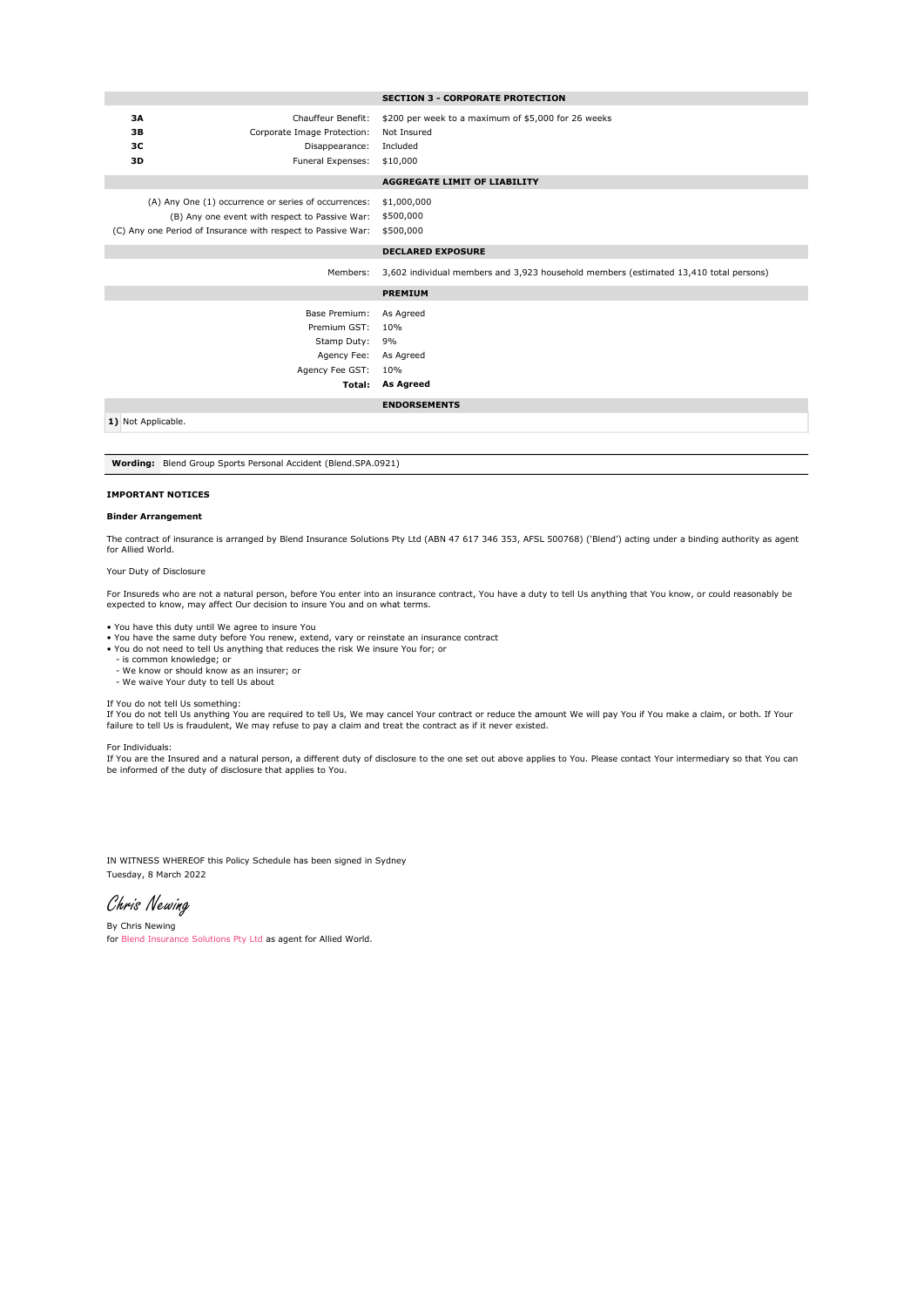| | | SECTION 3 - CORPORATE PROTECTION |
|---|---|---|
| **3A** | Chauffeur Benefit: | $200 per week to a maximum of $5,000 for 26 weeks |
| **3B** | Corporate Image Protection: | Not Insured |
| **3C** | Disappearance: | Included |
| **3D** | Funeral Expenses: | $10,000 |

| | AGGREGATE LIMIT OF LIABILITY |
|---|---|
| (A) Any One (1) occurrence or series of occurrences: | $1,000,000 |
| (B) Any one event with respect to Passive War: | $500,000 |
| (C) Any one Period of Insurance with respect to Passive War: | $500,000 |

| | DECLARED EXPOSURE |
|---|---|
| Members: | 3,602 individual members and 3,923 household members (estimated 13,410 total persons) |

| | PREMIUM |
|---|---|
| Base Premium: | As Agreed |
| Premium GST: | 10% |
| Stamp Duty: | 9% |
| Agency Fee: | As Agreed |
| Agency Fee GST: | 10% |
| **Total:** | **As Agreed** |

**ENDORSEMENTS**

**1)** Not Applicable.

**Wording:** Blend Group Sports Personal Accident (Blend.SPA.0921)

### IMPORTANT NOTICES

**Binder Arrangement**

The contract of insurance is arranged by Blend Insurance Solutions Pty Ltd (ABN 47 617 346 353, AFSL 500768) ('Blend') acting under a binding authority as agent for Allied World.

Your Duty of Disclosure

For Insureds who are not a natural person, before You enter into an insurance contract, You have a duty to tell Us anything that You know, or could reasonably be expected to know, may affect Our decision to insure You and on what terms.

- You have this duty until We agree to insure You
- You have the same duty before You renew, extend, vary or reinstate an insurance contract
- You do not need to tell Us anything that reduces the risk We insure You for; or
  - is common knowledge; or
  - We know or should know as an insurer; or
  - We waive Your duty to tell Us about

If You do not tell Us something:
If You do not tell Us anything You are required to tell Us, We may cancel Your contract or reduce the amount We will pay You if You make a claim, or both. If Your failure to tell Us is fraudulent, We may refuse to pay a claim and treat the contract as if it never existed.

For Individuals:
If You are the Insured and a natural person, a different duty of disclosure to the one set out above applies to You. Please contact Your intermediary so that You can be informed of the duty of disclosure that applies to You.

IN WITNESS WHEREOF this Policy Schedule has been signed in Sydney
Tuesday, 8 March 2022

*Chris Newing*

By Chris Newing
for Blend Insurance Solutions Pty Ltd as agent for Allied World.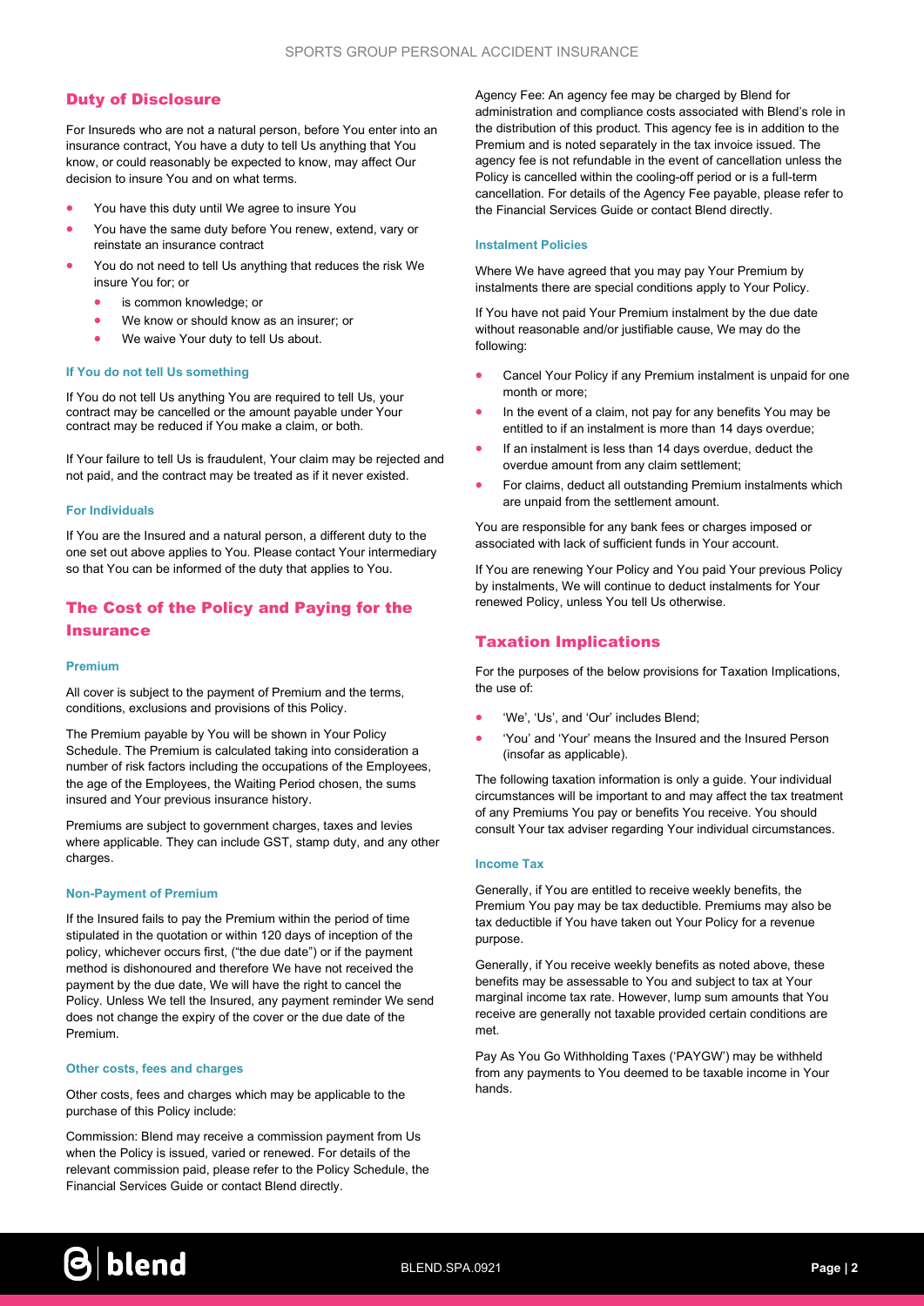## Duty of Disclosure

For Insureds who are not a natural person, before You enter into an insurance contract, You have a duty to tell Us anything that You know, or could reasonably be expected to know, may affect Our decision to insure You and on what terms.

- You have this duty until We agree to insure You
- You have the same duty before You renew, extend, vary or reinstate an insurance contract
- You do not need to tell Us anything that reduces the risk We insure You for; or
  - is common knowledge; or
  - We know or should know as an insurer; or
  - We waive Your duty to tell Us about.

#### If You do not tell Us something

If You do not tell Us anything You are required to tell Us, your contract may be cancelled or the amount payable under Your contract may be reduced if You make a claim, or both.

If Your failure to tell Us is fraudulent, Your claim may be rejected and not paid, and the contract may be treated as if it never existed.

#### For Individuals

If You are the Insured and a natural person, a different duty to the one set out above applies to You. Please contact Your intermediary so that You can be informed of the duty that applies to You.

## The Cost of the Policy and Paying for the Insurance

#### Premium

All cover is subject to the payment of Premium and the terms, conditions, exclusions and provisions of this Policy.

The Premium payable by You will be shown in Your Policy Schedule. The Premium is calculated taking into consideration a number of risk factors including the occupations of the Employees, the age of the Employees, the Waiting Period chosen, the sums insured and Your previous insurance history.

Premiums are subject to government charges, taxes and levies where applicable. They can include GST, stamp duty, and any other charges.

#### Non-Payment of Premium

If the Insured fails to pay the Premium within the period of time stipulated in the quotation or within 120 days of inception of the policy, whichever occurs first, ("the due date") or if the payment method is dishonoured and therefore We have not received the payment by the due date, We will have the right to cancel the Policy. Unless We tell the Insured, any payment reminder We send does not change the expiry of the cover or the due date of the Premium.

#### Other costs, fees and charges

Other costs, fees and charges which may be applicable to the purchase of this Policy include:

Commission: Blend may receive a commission payment from Us when the Policy is issued, varied or renewed. For details of the relevant commission paid, please refer to the Policy Schedule, the Financial Services Guide or contact Blend directly.

Agency Fee: An agency fee may be charged by Blend for administration and compliance costs associated with Blend's role in the distribution of this product. This agency fee is in addition to the Premium and is noted separately in the tax invoice issued. The agency fee is not refundable in the event of cancellation unless the Policy is cancelled within the cooling-off period or is a full-term cancellation. For details of the Agency Fee payable, please refer to the Financial Services Guide or contact Blend directly.

#### Instalment Policies

Where We have agreed that you may pay Your Premium by instalments there are special conditions apply to Your Policy.

If You have not paid Your Premium instalment by the due date without reasonable and/or justifiable cause, We may do the following:

- Cancel Your Policy if any Premium instalment is unpaid for one month or more;
- In the event of a claim, not pay for any benefits You may be entitled to if an instalment is more than 14 days overdue;
- If an instalment is less than 14 days overdue, deduct the overdue amount from any claim settlement;
- For claims, deduct all outstanding Premium instalments which are unpaid from the settlement amount.

You are responsible for any bank fees or charges imposed or associated with lack of sufficient funds in Your account.

If You are renewing Your Policy and You paid Your previous Policy by instalments, We will continue to deduct instalments for Your renewed Policy, unless You tell Us otherwise.

## Taxation Implications

For the purposes of the below provisions for Taxation Implications, the use of:

- 'We', 'Us', and 'Our' includes Blend;
- 'You' and 'Your' means the Insured and the Insured Person (insofar as applicable).

The following taxation information is only a guide. Your individual circumstances will be important to and may affect the tax treatment of any Premiums You pay or benefits You receive. You should consult Your tax adviser regarding Your individual circumstances.

#### Income Tax

Generally, if You are entitled to receive weekly benefits, the Premium You pay may be tax deductible. Premiums may also be tax deductible if You have taken out Your Policy for a revenue purpose.

Generally, if You receive weekly benefits as noted above, these benefits may be assessable to You and subject to tax at Your marginal income tax rate. However, lump sum amounts that You receive are generally not taxable provided certain conditions are met.

Pay As You Go Withholding Taxes ('PAYGW') may be withheld from any payments to You deemed to be taxable income in Your hands.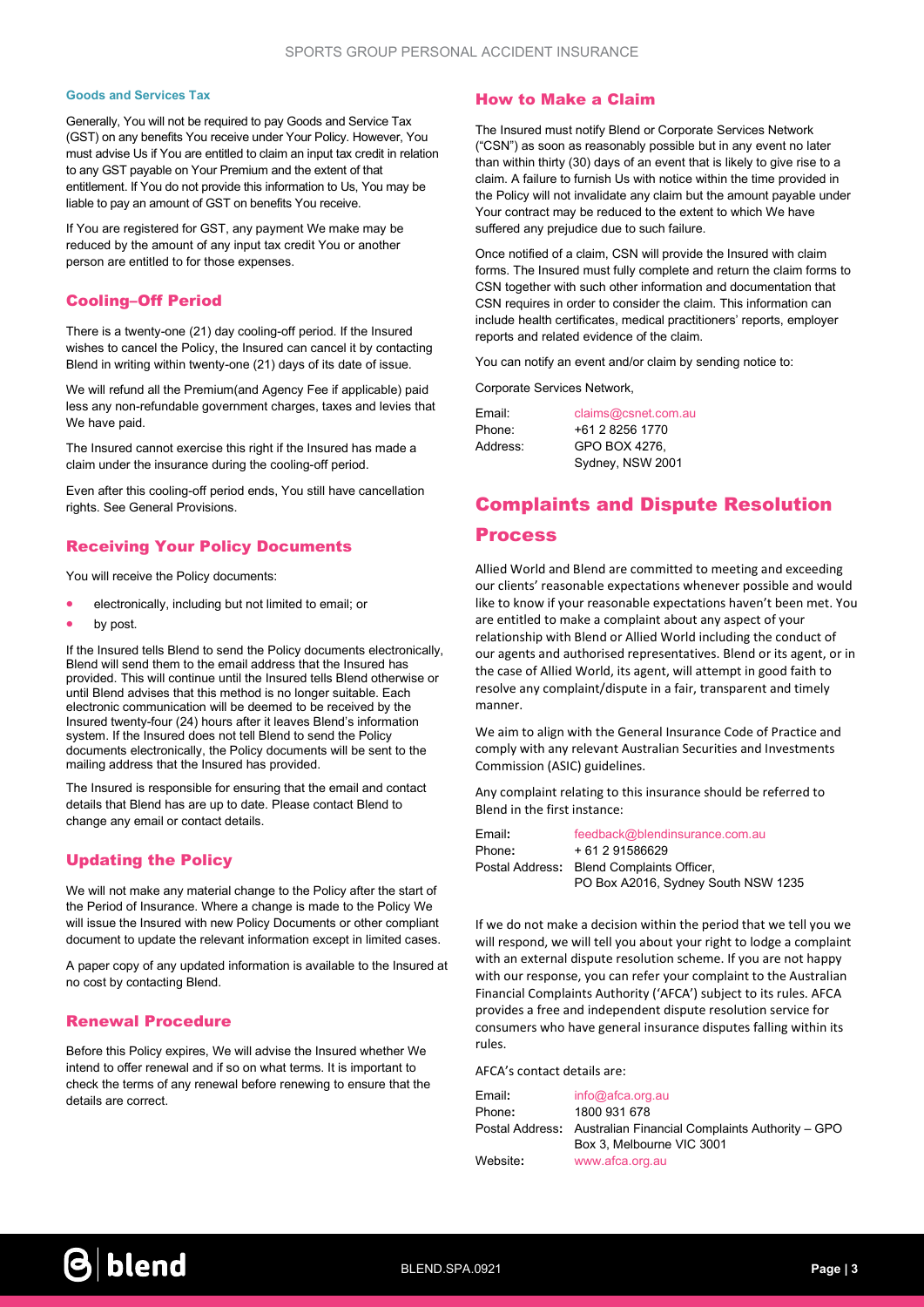### Goods and Services Tax

Generally, You will not be required to pay Goods and Service Tax (GST) on any benefits You receive under Your Policy. However, You must advise Us if You are entitled to claim an input tax credit in relation to any GST payable on Your Premium and the extent of that entitlement. If You do not provide this information to Us, You may be liable to pay an amount of GST on benefits You receive.

If You are registered for GST, any payment We make may be reduced by the amount of any input tax credit You or another person are entitled to for those expenses.

## Cooling–Off Period

There is a twenty-one (21) day cooling-off period. If the Insured wishes to cancel the Policy, the Insured can cancel it by contacting Blend in writing within twenty-one (21) days of its date of issue.

We will refund all the Premium(and Agency Fee if applicable) paid less any non-refundable government charges, taxes and levies that We have paid.

The Insured cannot exercise this right if the Insured has made a claim under the insurance during the cooling-off period.

Even after this cooling-off period ends, You still have cancellation rights. See General Provisions.

## Receiving Your Policy Documents

You will receive the Policy documents:

- electronically, including but not limited to email; or
- by post.

If the Insured tells Blend to send the Policy documents electronically, Blend will send them to the email address that the Insured has provided. This will continue until the Insured tells Blend otherwise or until Blend advises that this method is no longer suitable. Each electronic communication will be deemed to be received by the Insured twenty-four (24) hours after it leaves Blend's information system. If the Insured does not tell Blend to send the Policy documents electronically, the Policy documents will be sent to the mailing address that the Insured has provided.

The Insured is responsible for ensuring that the email and contact details that Blend has are up to date. Please contact Blend to change any email or contact details.

## Updating the Policy

We will not make any material change to the Policy after the start of the Period of Insurance. Where a change is made to the Policy We will issue the Insured with new Policy Documents or other compliant document to update the relevant information except in limited cases.

A paper copy of any updated information is available to the Insured at no cost by contacting Blend.

## Renewal Procedure

Before this Policy expires, We will advise the Insured whether We intend to offer renewal and if so on what terms. It is important to check the terms of any renewal before renewing to ensure that the details are correct.

## How to Make a Claim

The Insured must notify Blend or Corporate Services Network ("CSN") as soon as reasonably possible but in any event no later than within thirty (30) days of an event that is likely to give rise to a claim. A failure to furnish Us with notice within the time provided in the Policy will not invalidate any claim but the amount payable under Your contract may be reduced to the extent to which We have suffered any prejudice due to such failure.

Once notified of a claim, CSN will provide the Insured with claim forms. The Insured must fully complete and return the claim forms to CSN together with such other information and documentation that CSN requires in order to consider the claim. This information can include health certificates, medical practitioners' reports, employer reports and related evidence of the claim.

You can notify an event and/or claim by sending notice to:

Corporate Services Network,

| | |
|---|---|
| Email: | claims@csnet.com.au |
| Phone: | +61 2 8256 1770 |
| Address: | GPO BOX 4276, Sydney, NSW 2001 |

# Complaints and Dispute Resolution Process

Allied World and Blend are committed to meeting and exceeding our clients' reasonable expectations whenever possible and would like to know if your reasonable expectations haven't been met. You are entitled to make a complaint about any aspect of your relationship with Blend or Allied World including the conduct of our agents and authorised representatives. Blend or its agent, or in the case of Allied World, its agent, will attempt in good faith to resolve any complaint/dispute in a fair, transparent and timely manner.

We aim to align with the General Insurance Code of Practice and comply with any relevant Australian Securities and Investments Commission (ASIC) guidelines.

Any complaint relating to this insurance should be referred to Blend in the first instance:

| | |
|---|---|
| Email: | feedback@blendinsurance.com.au |
| Phone: | + 61 2 91586629 |
| Postal Address: | Blend Complaints Officer, PO Box A2016, Sydney South NSW 1235 |

If we do not make a decision within the period that we tell you we will respond, we will tell you about your right to lodge a complaint with an external dispute resolution scheme. If you are not happy with our response, you can refer your complaint to the Australian Financial Complaints Authority ('AFCA') subject to its rules. AFCA provides a free and independent dispute resolution service for consumers who have general insurance disputes falling within its rules.

AFCA's contact details are:

| | |
|---|---|
| Email: | info@afca.org.au |
| Phone: | 1800 931 678 |
| Postal Address: | Australian Financial Complaints Authority – GPO Box 3, Melbourne VIC 3001 |
| Website: | www.afca.org.au |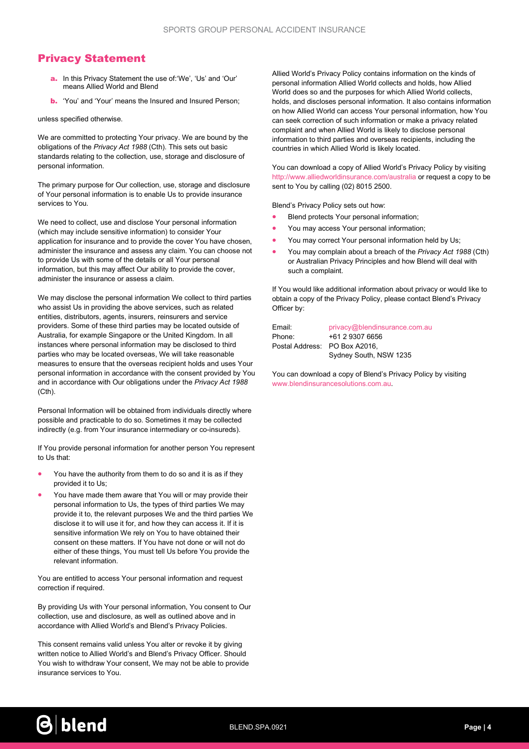## Privacy Statement

a. In this Privacy Statement the use of:'We', 'Us' and 'Our' means Allied World and Blend

b. 'You' and 'Your' means the Insured and Insured Person;

unless specified otherwise.

We are committed to protecting Your privacy. We are bound by the obligations of the *Privacy Act 1988* (Cth). This sets out basic standards relating to the collection, use, storage and disclosure of personal information.

The primary purpose for Our collection, use, storage and disclosure of Your personal information is to enable Us to provide insurance services to You.

We need to collect, use and disclose Your personal information (which may include sensitive information) to consider Your application for insurance and to provide the cover You have chosen, administer the insurance and assess any claim. You can choose not to provide Us with some of the details or all Your personal information, but this may affect Our ability to provide the cover, administer the insurance or assess a claim.

We may disclose the personal information We collect to third parties who assist Us in providing the above services, such as related entities, distributors, agents, insurers, reinsurers and service providers. Some of these third parties may be located outside of Australia, for example Singapore or the United Kingdom. In all instances where personal information may be disclosed to third parties who may be located overseas, We will take reasonable measures to ensure that the overseas recipient holds and uses Your personal information in accordance with the consent provided by You and in accordance with Our obligations under the *Privacy Act 1988* (Cth).

Personal Information will be obtained from individuals directly where possible and practicable to do so. Sometimes it may be collected indirectly (e.g. from Your insurance intermediary or co-insureds).

If You provide personal information for another person You represent to Us that:

- You have the authority from them to do so and it is as if they provided it to Us;
- You have made them aware that You will or may provide their personal information to Us, the types of third parties We may provide it to, the relevant purposes We and the third parties We disclose it to will use it for, and how they can access it. If it is sensitive information We rely on You to have obtained their consent on these matters. If You have not done or will not do either of these things, You must tell Us before You provide the relevant information.

You are entitled to access Your personal information and request correction if required.

By providing Us with Your personal information, You consent to Our collection, use and disclosure, as well as outlined above and in accordance with Allied World's and Blend's Privacy Policies.

This consent remains valid unless You alter or revoke it by giving written notice to Allied World's and Blend's Privacy Officer. Should You wish to withdraw Your consent, We may not be able to provide insurance services to You.

Allied World's Privacy Policy contains information on the kinds of personal information Allied World collects and holds, how Allied World does so and the purposes for which Allied World collects, holds, and discloses personal information. It also contains information on how Allied World can access Your personal information, how You can seek correction of such information or make a privacy related complaint and when Allied World is likely to disclose personal information to third parties and overseas recipients, including the countries in which Allied World is likely located.

You can download a copy of Allied World's Privacy Policy by visiting http://www.alliedworldinsurance.com/australia or request a copy to be sent to You by calling (02) 8015 2500.

Blend's Privacy Policy sets out how:

- Blend protects Your personal information;
- You may access Your personal information;
- You may correct Your personal information held by Us;
- You may complain about a breach of the *Privacy Act 1988* (Cth) or Australian Privacy Principles and how Blend will deal with such a complaint.

If You would like additional information about privacy or would like to obtain a copy of the Privacy Policy, please contact Blend's Privacy Officer by:

| | |
|---|---|
| Email: | privacy@blendinsurance.com.au |
| Phone: | +61 2 9307 6656 |
| Postal Address: | PO Box A2016, Sydney South, NSW 1235 |

You can download a copy of Blend's Privacy Policy by visiting www.blendinsurancesolutions.com.au.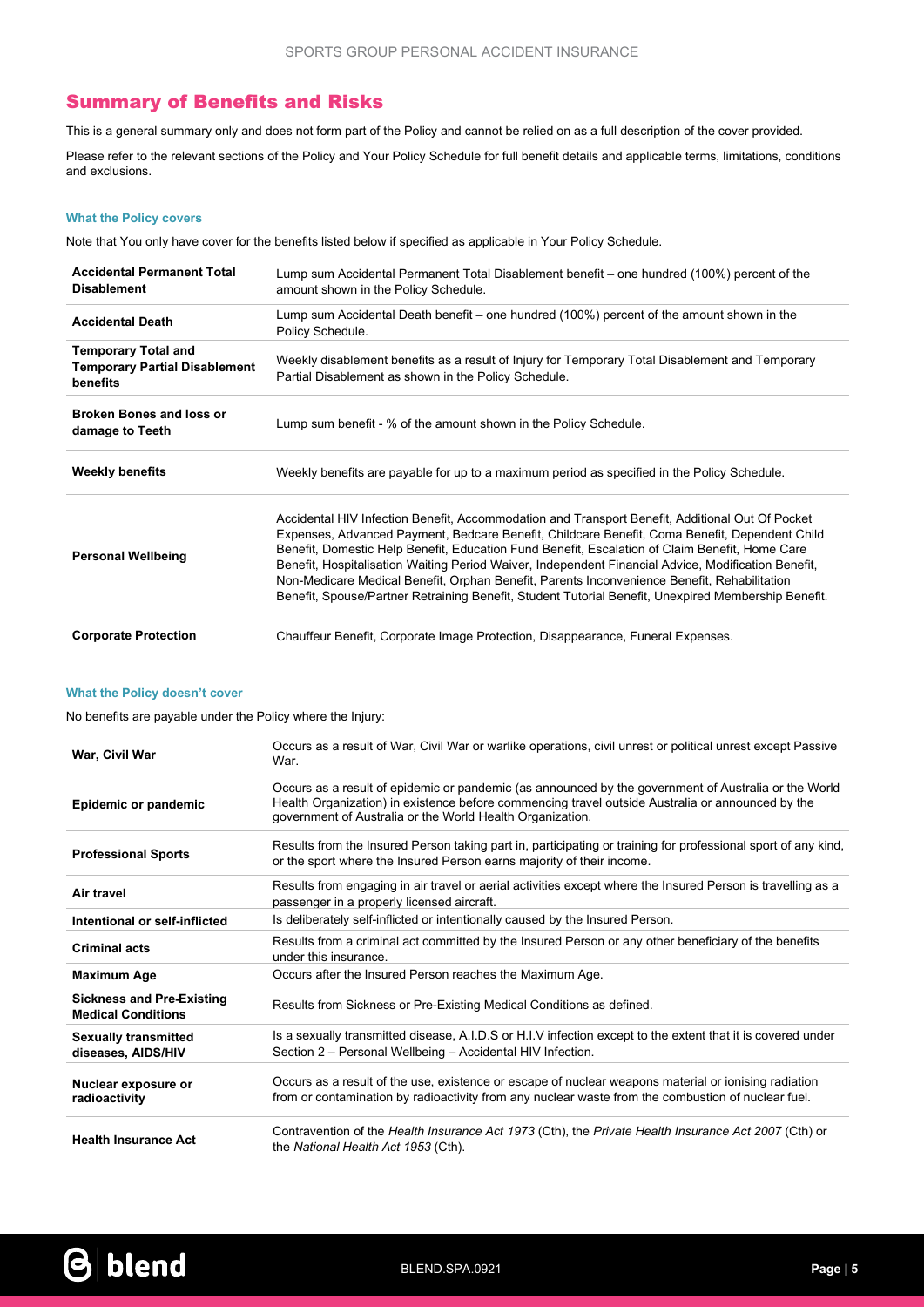## Summary of Benefits and Risks

This is a general summary only and does not form part of the Policy and cannot be relied on as a full description of the cover provided.

Please refer to the relevant sections of the Policy and Your Policy Schedule for full benefit details and applicable terms, limitations, conditions and exclusions.

#### What the Policy covers

Note that You only have cover for the benefits listed below if specified as applicable in Your Policy Schedule.

| | |
|---|---|
| **Accidental Permanent Total Disablement** | Lump sum Accidental Permanent Total Disablement benefit – one hundred (100%) percent of the amount shown in the Policy Schedule. |
| **Accidental Death** | Lump sum Accidental Death benefit – one hundred (100%) percent of the amount shown in the Policy Schedule. |
| **Temporary Total and Temporary Partial Disablement benefits** | Weekly disablement benefits as a result of Injury for Temporary Total Disablement and Temporary Partial Disablement as shown in the Policy Schedule. |
| **Broken Bones and loss or damage to Teeth** | Lump sum benefit - % of the amount shown in the Policy Schedule. |
| **Weekly benefits** | Weekly benefits are payable for up to a maximum period as specified in the Policy Schedule. |
| **Personal Wellbeing** | Accidental HIV Infection Benefit, Accommodation and Transport Benefit, Additional Out Of Pocket Expenses, Advanced Payment, Bedcare Benefit, Childcare Benefit, Coma Benefit, Dependent Child Benefit, Domestic Help Benefit, Education Fund Benefit, Escalation of Claim Benefit, Home Care Benefit, Hospitalisation Waiting Period Waiver, Independent Financial Advice, Modification Benefit, Non-Medicare Medical Benefit, Orphan Benefit, Parents Inconvenience Benefit, Rehabilitation Benefit, Spouse/Partner Retraining Benefit, Student Tutorial Benefit, Unexpired Membership Benefit. |
| **Corporate Protection** | Chauffeur Benefit, Corporate Image Protection, Disappearance, Funeral Expenses. |

#### What the Policy doesn't cover

No benefits are payable under the Policy where the Injury:

| | |
|---|---|
| **War, Civil War** | Occurs as a result of War, Civil War or warlike operations, civil unrest or political unrest except Passive War. |
| **Epidemic or pandemic** | Occurs as a result of epidemic or pandemic (as announced by the government of Australia or the World Health Organization) in existence before commencing travel outside Australia or announced by the government of Australia or the World Health Organization. |
| **Professional Sports** | Results from the Insured Person taking part in, participating or training for professional sport of any kind, or the sport where the Insured Person earns majority of their income. |
| **Air travel** | Results from engaging in air travel or aerial activities except where the Insured Person is travelling as a passenger in a properly licensed aircraft. |
| **Intentional or self-inflicted** | Is deliberately self-inflicted or intentionally caused by the Insured Person. |
| **Criminal acts** | Results from a criminal act committed by the Insured Person or any other beneficiary of the benefits under this insurance. |
| **Maximum Age** | Occurs after the Insured Person reaches the Maximum Age. |
| **Sickness and Pre-Existing Medical Conditions** | Results from Sickness or Pre-Existing Medical Conditions as defined. |
| **Sexually transmitted diseases, AIDS/HIV** | Is a sexually transmitted disease, A.I.D.S or H.I.V infection except to the extent that it is covered under Section 2 – Personal Wellbeing – Accidental HIV Infection. |
| **Nuclear exposure or radioactivity** | Occurs as a result of the use, existence or escape of nuclear weapons material or ionising radiation from or contamination by radioactivity from any nuclear waste from the combustion of nuclear fuel. |
| **Health Insurance Act** | Contravention of the *Health Insurance Act 1973* (Cth), the *Private Health Insurance Act 2007* (Cth) or the *National Health Act 1953* (Cth). |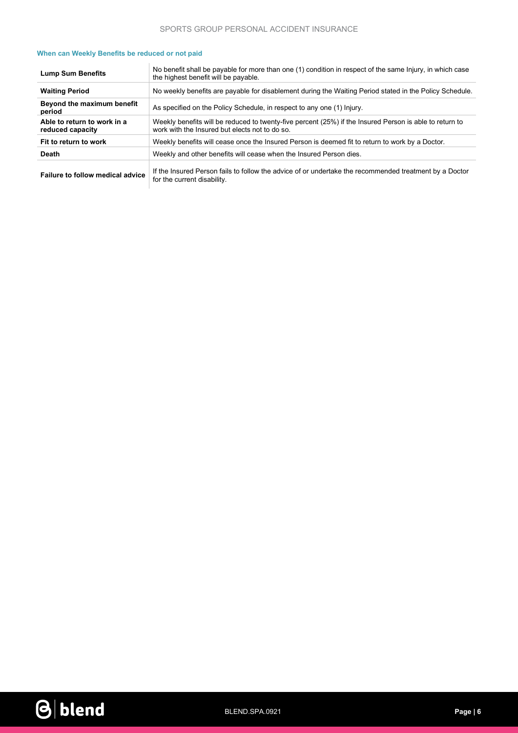### When can Weekly Benefits be reduced or not paid

| | |
|---|---|
| **Lump Sum Benefits** | No benefit shall be payable for more than one (1) condition in respect of the same Injury, in which case the highest benefit will be payable. |
| **Waiting Period** | No weekly benefits are payable for disablement during the Waiting Period stated in the Policy Schedule. |
| **Beyond the maximum benefit period** | As specified on the Policy Schedule, in respect to any one (1) Injury. |
| **Able to return to work in a reduced capacity** | Weekly benefits will be reduced to twenty-five percent (25%) if the Insured Person is able to return to work with the Insured but elects not to do so. |
| **Fit to return to work** | Weekly benefits will cease once the Insured Person is deemed fit to return to work by a Doctor. |
| **Death** | Weekly and other benefits will cease when the Insured Person dies. |
| **Failure to follow medical advice** | If the Insured Person fails to follow the advice of or undertake the recommended treatment by a Doctor for the current disability. |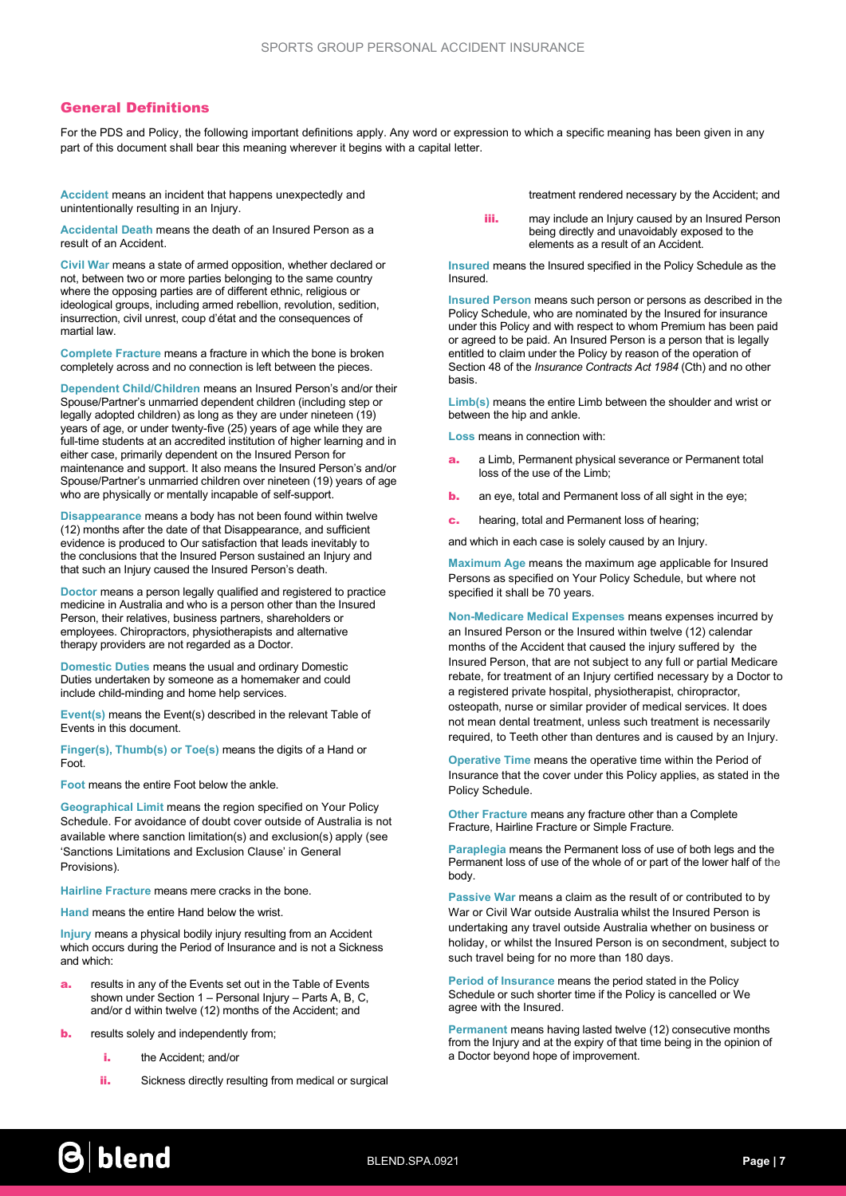## General Definitions

For the PDS and Policy, the following important definitions apply. Any word or expression to which a specific meaning has been given in any part of this document shall bear this meaning wherever it begins with a capital letter.

**Accident** means an incident that happens unexpectedly and unintentionally resulting in an Injury.

**Accidental Death** means the death of an Insured Person as a result of an Accident.

**Civil War** means a state of armed opposition, whether declared or not, between two or more parties belonging to the same country where the opposing parties are of different ethnic, religious or ideological groups, including armed rebellion, revolution, sedition, insurrection, civil unrest, coup d'état and the consequences of martial law.

**Complete Fracture** means a fracture in which the bone is broken completely across and no connection is left between the pieces.

**Dependent Child/Children** means an Insured Person's and/or their Spouse/Partner's unmarried dependent children (including step or legally adopted children) as long as they are under nineteen (19) years of age, or under twenty-five (25) years of age while they are full-time students at an accredited institution of higher learning and in either case, primarily dependent on the Insured Person for maintenance and support. It also means the Insured Person's and/or Spouse/Partner's unmarried children over nineteen (19) years of age who are physically or mentally incapable of self-support.

**Disappearance** means a body has not been found within twelve (12) months after the date of that Disappearance, and sufficient evidence is produced to Our satisfaction that leads inevitably to the conclusions that the Insured Person sustained an Injury and that such an Injury caused the Insured Person's death.

**Doctor** means a person legally qualified and registered to practice medicine in Australia and who is a person other than the Insured Person, their relatives, business partners, shareholders or employees. Chiropractors, physiotherapists and alternative therapy providers are not regarded as a Doctor.

**Domestic Duties** means the usual and ordinary Domestic Duties undertaken by someone as a homemaker and could include child-minding and home help services.

**Event(s)** means the Event(s) described in the relevant Table of Events in this document.

**Finger(s), Thumb(s) or Toe(s)** means the digits of a Hand or Foot.

**Foot** means the entire Foot below the ankle.

**Geographical Limit** means the region specified on Your Policy Schedule. For avoidance of doubt cover outside of Australia is not available where sanction limitation(s) and exclusion(s) apply (see 'Sanctions Limitations and Exclusion Clause' in General Provisions).

**Hairline Fracture** means mere cracks in the bone.

**Hand** means the entire Hand below the wrist.

**Injury** means a physical bodily injury resulting from an Accident which occurs during the Period of Insurance and is not a Sickness and which:

- **a.** results in any of the Events set out in the Table of Events shown under Section 1 – Personal Injury – Parts A, B, C, and/or d within twelve (12) months of the Accident; and
- **b.** results solely and independently from;
  - **i.** the Accident; and/or
  - **ii.** Sickness directly resulting from medical or surgical treatment rendered necessary by the Accident; and
  - **iii.** may include an Injury caused by an Insured Person being directly and unavoidably exposed to the elements as a result of an Accident.

**Insured** means the Insured specified in the Policy Schedule as the Insured.

**Insured Person** means such person or persons as described in the Policy Schedule, who are nominated by the Insured for insurance under this Policy and with respect to whom Premium has been paid or agreed to be paid. An Insured Person is a person that is legally entitled to claim under the Policy by reason of the operation of Section 48 of the *Insurance Contracts Act 1984* (Cth) and no other basis.

**Limb(s)** means the entire Limb between the shoulder and wrist or between the hip and ankle.

**Loss** means in connection with:

- **a.** a Limb, Permanent physical severance or Permanent total loss of the use of the Limb;
- **b.** an eye, total and Permanent loss of all sight in the eye;
- **c.** hearing, total and Permanent loss of hearing;

and which in each case is solely caused by an Injury.

**Maximum Age** means the maximum age applicable for Insured Persons as specified on Your Policy Schedule, but where not specified it shall be 70 years.

**Non-Medicare Medical Expenses** means expenses incurred by an Insured Person or the Insured within twelve (12) calendar months of the Accident that caused the injury suffered by the Insured Person, that are not subject to any full or partial Medicare rebate, for treatment of an Injury certified necessary by a Doctor to a registered private hospital, physiotherapist, chiropractor, osteopath, nurse or similar provider of medical services. It does not mean dental treatment, unless such treatment is necessarily required, to Teeth other than dentures and is caused by an Injury.

**Operative Time** means the operative time within the Period of Insurance that the cover under this Policy applies, as stated in the Policy Schedule.

**Other Fracture** means any fracture other than a Complete Fracture, Hairline Fracture or Simple Fracture.

**Paraplegia** means the Permanent loss of use of both legs and the Permanent loss of use of the whole of or part of the lower half of the body.

**Passive War** means a claim as the result of or contributed to by War or Civil War outside Australia whilst the Insured Person is undertaking any travel outside Australia whether on business or holiday, or whilst the Insured Person is on secondment, subject to such travel being for no more than 180 days.

**Period of Insurance** means the period stated in the Policy Schedule or such shorter time if the Policy is cancelled or We agree with the Insured.

**Permanent** means having lasted twelve (12) consecutive months from the Injury and at the expiry of that time being in the opinion of a Doctor beyond hope of improvement.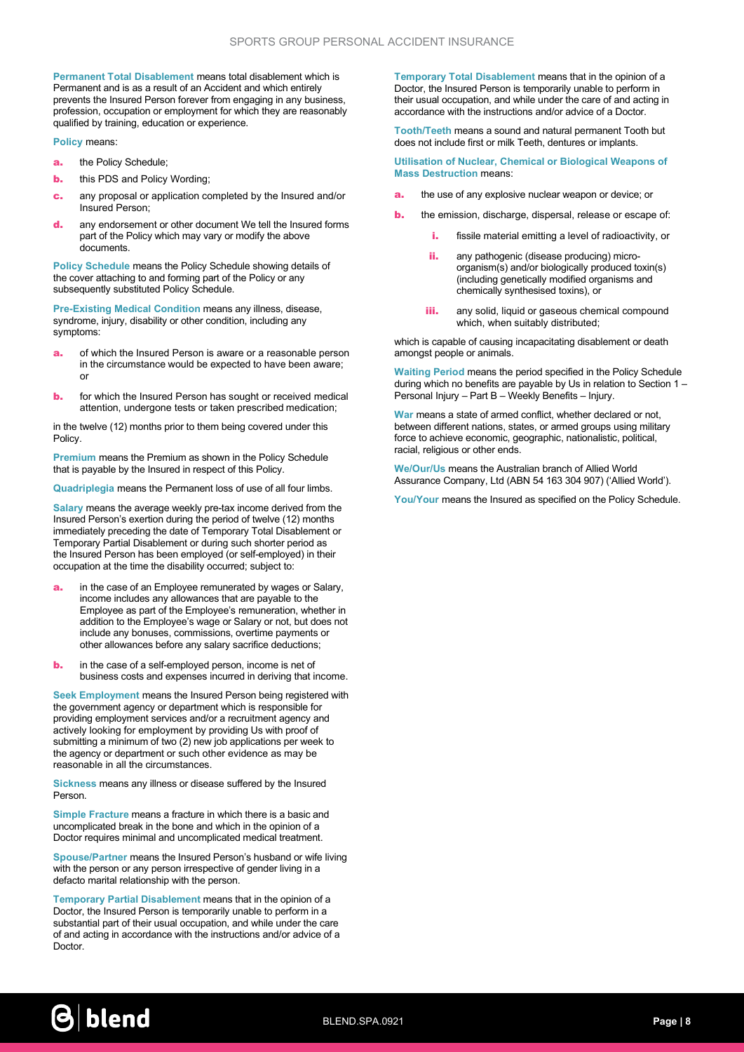**Permanent Total Disablement** means total disablement which is Permanent and is as a result of an Accident and which entirely prevents the Insured Person forever from engaging in any business, profession, occupation or employment for which they are reasonably qualified by training, education or experience.

**Policy** means:

a. the Policy Schedule;
b. this PDS and Policy Wording;
c. any proposal or application completed by the Insured and/or Insured Person;
d. any endorsement or other document We tell the Insured forms part of the Policy which may vary or modify the above documents.

**Policy Schedule** means the Policy Schedule showing details of the cover attaching to and forming part of the Policy or any subsequently substituted Policy Schedule.

**Pre-Existing Medical Condition** means any illness, disease, syndrome, injury, disability or other condition, including any symptoms:

a. of which the Insured Person is aware or a reasonable person in the circumstance would be expected to have been aware; or
b. for which the Insured Person has sought or received medical attention, undergone tests or taken prescribed medication;

in the twelve (12) months prior to them being covered under this Policy.

**Premium** means the Premium as shown in the Policy Schedule that is payable by the Insured in respect of this Policy.

**Quadriplegia** means the Permanent loss of use of all four limbs.

**Salary** means the average weekly pre-tax income derived from the Insured Person's exertion during the period of twelve (12) months immediately preceding the date of Temporary Total Disablement or Temporary Partial Disablement or during such shorter period as the Insured Person has been employed (or self-employed) in their occupation at the time the disability occurred; subject to:

a. in the case of an Employee remunerated by wages or Salary, income includes any allowances that are payable to the Employee as part of the Employee's remuneration, whether in addition to the Employee's wage or Salary or not, but does not include any bonuses, commissions, overtime payments or other allowances before any salary sacrifice deductions;
b. in the case of a self-employed person, income is net of business costs and expenses incurred in deriving that income.

**Seek Employment** means the Insured Person being registered with the government agency or department which is responsible for providing employment services and/or a recruitment agency and actively looking for employment by providing Us with proof of submitting a minimum of two (2) new job applications per week to the agency or department or such other evidence as may be reasonable in all the circumstances.

**Sickness** means any illness or disease suffered by the Insured Person.

**Simple Fracture** means a fracture in which there is a basic and uncomplicated break in the bone and which in the opinion of a Doctor requires minimal and uncomplicated medical treatment.

**Spouse/Partner** means the Insured Person's husband or wife living with the person or any person irrespective of gender living in a defacto marital relationship with the person.

**Temporary Partial Disablement** means that in the opinion of a Doctor, the Insured Person is temporarily unable to perform in a substantial part of their usual occupation, and while under the care of and acting in accordance with the instructions and/or advice of a Doctor.

**Temporary Total Disablement** means that in the opinion of a Doctor, the Insured Person is temporarily unable to perform in their usual occupation, and while under the care of and acting in accordance with the instructions and/or advice of a Doctor.

**Tooth/Teeth** means a sound and natural permanent Tooth but does not include first or milk Teeth, dentures or implants.

**Utilisation of Nuclear, Chemical or Biological Weapons of Mass Destruction** means:

a. the use of any explosive nuclear weapon or device; or
b. the emission, discharge, dispersal, release or escape of:
    i. fissile material emitting a level of radioactivity, or
    ii. any pathogenic (disease producing) micro-organism(s) and/or biologically produced toxin(s) (including genetically modified organisms and chemically synthesised toxins), or
    iii. any solid, liquid or gaseous chemical compound which, when suitably distributed;

which is capable of causing incapacitating disablement or death amongst people or animals.

**Waiting Period** means the period specified in the Policy Schedule during which no benefits are payable by Us in relation to Section 1 – Personal Injury – Part B – Weekly Benefits – Injury.

**War** means a state of armed conflict, whether declared or not, between different nations, states, or armed groups using military force to achieve economic, geographic, nationalistic, political, racial, religious or other ends.

**We/Our/Us** means the Australian branch of Allied World Assurance Company, Ltd (ABN 54 163 304 907) ('Allied World').

**You/Your** means the Insured as specified on the Policy Schedule.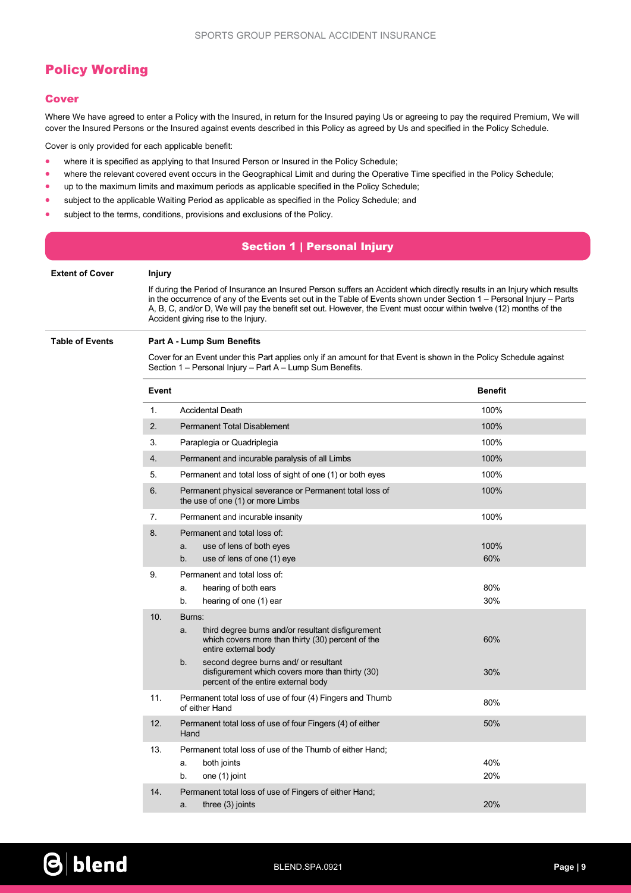## Policy Wording

### Cover

Where We have agreed to enter a Policy with the Insured, in return for the Insured paying Us or agreeing to pay the required Premium, We will cover the Insured Persons or the Insured against events described in this Policy as agreed by Us and specified in the Policy Schedule.

Cover is only provided for each applicable benefit:

- where it is specified as applying to that Insured Person or Insured in the Policy Schedule;
- where the relevant covered event occurs in the Geographical Limit and during the Operative Time specified in the Policy Schedule;
- up to the maximum limits and maximum periods as applicable specified in the Policy Schedule;
- subject to the applicable Waiting Period as applicable as specified in the Policy Schedule; and
- subject to the terms, conditions, provisions and exclusions of the Policy.

## Section 1 | Personal Injury

**Extent of Cover**

**Injury**

If during the Period of Insurance an Insured Person suffers an Accident which directly results in an Injury which results in the occurrence of any of the Events set out in the Table of Events shown under Section 1 – Personal Injury – Parts A, B, C, and/or D, We will pay the benefit set out. However, the Event must occur within twelve (12) months of the Accident giving rise to the Injury.

**Table of Events**

**Part A - Lump Sum Benefits**

Cover for an Event under this Part applies only if an amount for that Event is shown in the Policy Schedule against Section 1 – Personal Injury – Part A – Lump Sum Benefits.

| Event | | Benefit |
|---|---|---|
| 1. | Accidental Death | 100% |
| 2. | Permanent Total Disablement | 100% |
| 3. | Paraplegia or Quadriplegia | 100% |
| 4. | Permanent and incurable paralysis of all Limbs | 100% |
| 5. | Permanent and total loss of sight of one (1) or both eyes | 100% |
| 6. | Permanent physical severance or Permanent total loss of the use of one (1) or more Limbs | 100% |
| 7. | Permanent and incurable insanity | 100% |
| 8. | Permanent and total loss of: | |
| | a. use of lens of both eyes | 100% |
| | b. use of lens of one (1) eye | 60% |
| 9. | Permanent and total loss of: | |
| | a. hearing of both ears | 80% |
| | b. hearing of one (1) ear | 30% |
| 10. | Burns: | |
| | a. third degree burns and/or resultant disfigurement which covers more than thirty (30) percent of the entire external body | 60% |
| | b. second degree burns and/ or resultant disfigurement which covers more than thirty (30) percent of the entire external body | 30% |
| 11. | Permanent total loss of use of four (4) Fingers and Thumb of either Hand | 80% |
| 12. | Permanent total loss of use of four Fingers (4) of either Hand | 50% |
| 13. | Permanent total loss of use of the Thumb of either Hand; | |
| | a. both joints | 40% |
| | b. one (1) joint | 20% |
| 14. | Permanent total loss of use of Fingers of either Hand; | |
| | a. three (3) joints | 20% |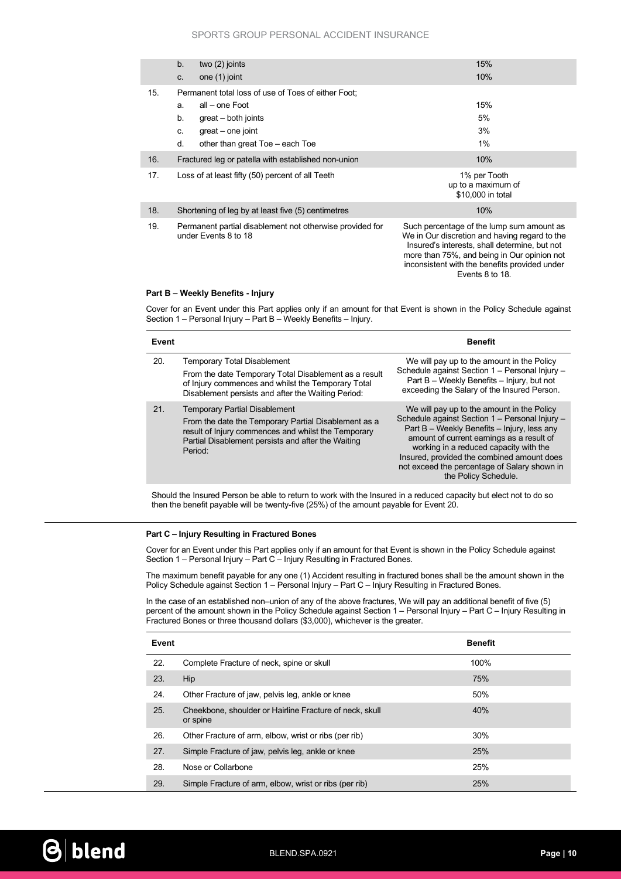| | | |
|---|---|---|
| | b. two (2) joints | 15% |
| | c. one (1) joint | 10% |
| 15. | Permanent total loss of use of Toes of either Foot; | |
| | a. all – one Foot | 15% |
| | b. great – both joints | 5% |
| | c. great – one joint | 3% |
| | d. other than great Toe – each Toe | 1% |
| 16. | Fractured leg or patella with established non-union | 10% |
| 17. | Loss of at least fifty (50) percent of all Teeth | 1% per Tooth up to a maximum of $10,000 in total |
| 18. | Shortening of leg by at least five (5) centimetres | 10% |
| 19. | Permanent partial disablement not otherwise provided for under Events 8 to 18 | Such percentage of the lump sum amount as We in Our discretion and having regard to the Insured's interests, shall determine, but not more than 75%, and being in Our opinion not inconsistent with the benefits provided under Events 8 to 18. |

**Part B – Weekly Benefits - Injury**

Cover for an Event under this Part applies only if an amount for that Event is shown in the Policy Schedule against Section 1 – Personal Injury – Part B – Weekly Benefits – Injury.

| Event | | Benefit |
|---|---|---|
| 20. | Temporary Total Disablement<br>From the date Temporary Total Disablement as a result of Injury commences and whilst the Temporary Total Disablement persists and after the Waiting Period: | We will pay up to the amount in the Policy Schedule against Section 1 – Personal Injury – Part B – Weekly Benefits – Injury, but not exceeding the Salary of the Insured Person. |
| 21. | Temporary Partial Disablement<br>From the date the Temporary Partial Disablement as a result of Injury commences and whilst the Temporary Partial Disablement persists and after the Waiting Period: | We will pay up to the amount in the Policy Schedule against Section 1 – Personal Injury – Part B – Weekly Benefits – Injury, less any amount of current earnings as a result of working in a reduced capacity with the Insured, provided the combined amount does not exceed the percentage of Salary shown in the Policy Schedule. |

Should the Insured Person be able to return to work with the Insured in a reduced capacity but elect not to do so then the benefit payable will be twenty-five (25%) of the amount payable for Event 20.

**Part C – Injury Resulting in Fractured Bones**

Cover for an Event under this Part applies only if an amount for that Event is shown in the Policy Schedule against Section 1 – Personal Injury – Part C – Injury Resulting in Fractured Bones.

The maximum benefit payable for any one (1) Accident resulting in fractured bones shall be the amount shown in the Policy Schedule against Section 1 – Personal Injury – Part C – Injury Resulting in Fractured Bones.

In the case of an established non–union of any of the above fractures, We will pay an additional benefit of five (5) percent of the amount shown in the Policy Schedule against Section 1 – Personal Injury – Part C – Injury Resulting in Fractured Bones or three thousand dollars ($3,000), whichever is the greater.

| Event | | Benefit |
|---|---|---|
| 22. | Complete Fracture of neck, spine or skull | 100% |
| 23. | Hip | 75% |
| 24. | Other Fracture of jaw, pelvis leg, ankle or knee | 50% |
| 25. | Cheekbone, shoulder or Hairline Fracture of neck, skull or spine | 40% |
| 26. | Other Fracture of arm, elbow, wrist or ribs (per rib) | 30% |
| 27. | Simple Fracture of jaw, pelvis leg, ankle or knee | 25% |
| 28. | Nose or Collarbone | 25% |
| 29. | Simple Fracture of arm, elbow, wrist or ribs (per rib) | 25% |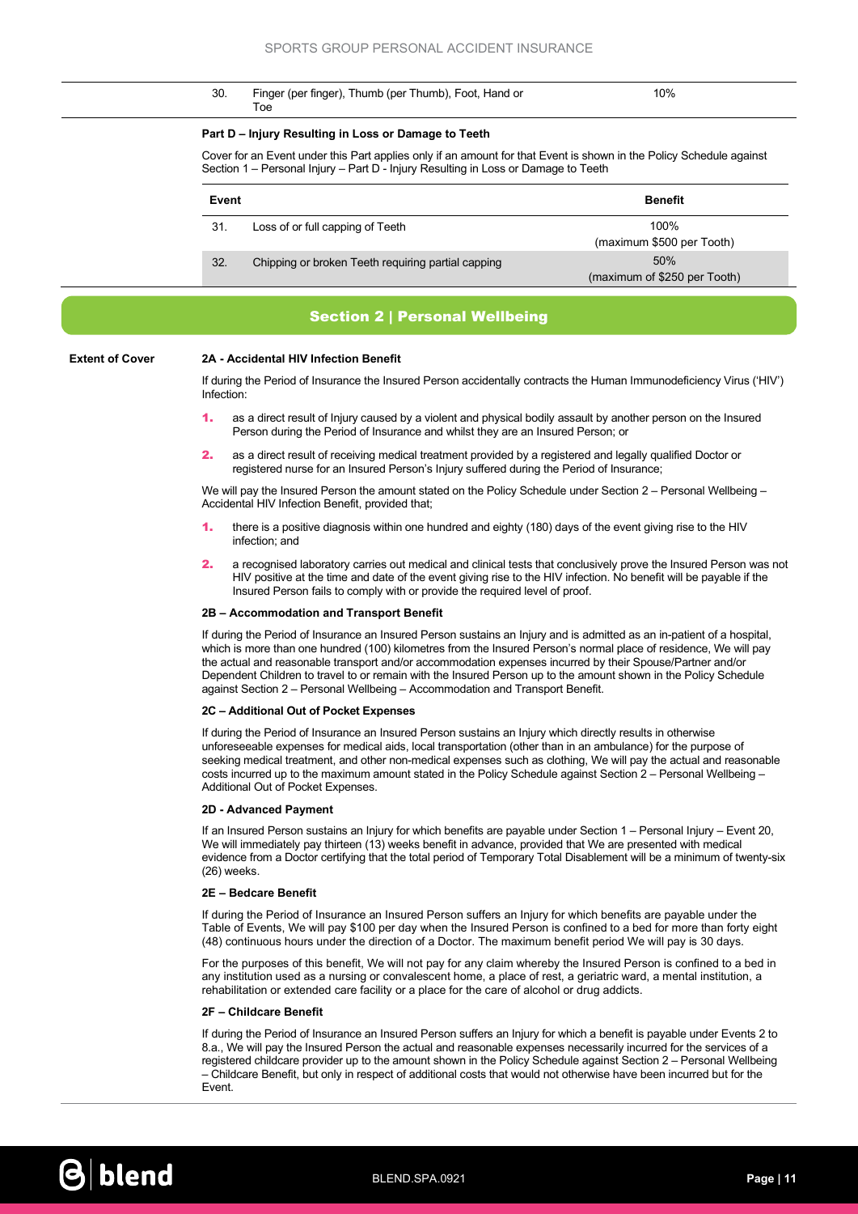| | | |
|---|---|---|
| 30. | Finger (per finger), Thumb (per Thumb), Foot, Hand or Toe | 10% |

**Part D – Injury Resulting in Loss or Damage to Teeth**

Cover for an Event under this Part applies only if an amount for that Event is shown in the Policy Schedule against Section 1 – Personal Injury – Part D - Injury Resulting in Loss or Damage to Teeth

| Event | | Benefit |
|---|---|---|
| 31. | Loss of or full capping of Teeth | 100% (maximum $500 per Tooth) |
| 32. | Chipping or broken Teeth requiring partial capping | 50% (maximum of $250 per Tooth) |

## Section 2 | Personal Wellbeing

**Extent of Cover**

**2A - Accidental HIV Infection Benefit**

If during the Period of Insurance the Insured Person accidentally contracts the Human Immunodeficiency Virus ('HIV') Infection:

1. as a direct result of Injury caused by a violent and physical bodily assault by another person on the Insured Person during the Period of Insurance and whilst they are an Insured Person; or
2. as a direct result of receiving medical treatment provided by a registered and legally qualified Doctor or registered nurse for an Insured Person's Injury suffered during the Period of Insurance;

We will pay the Insured Person the amount stated on the Policy Schedule under Section 2 – Personal Wellbeing – Accidental HIV Infection Benefit, provided that;

1. there is a positive diagnosis within one hundred and eighty (180) days of the event giving rise to the HIV infection; and
2. a recognised laboratory carries out medical and clinical tests that conclusively prove the Insured Person was not HIV positive at the time and date of the event giving rise to the HIV infection. No benefit will be payable if the Insured Person fails to comply with or provide the required level of proof.

**2B – Accommodation and Transport Benefit**

If during the Period of Insurance an Insured Person sustains an Injury and is admitted as an in-patient of a hospital, which is more than one hundred (100) kilometres from the Insured Person's normal place of residence, We will pay the actual and reasonable transport and/or accommodation expenses incurred by their Spouse/Partner and/or Dependent Children to travel to or remain with the Insured Person up to the amount shown in the Policy Schedule against Section 2 – Personal Wellbeing – Accommodation and Transport Benefit.

**2C – Additional Out of Pocket Expenses**

If during the Period of Insurance an Insured Person sustains an Injury which directly results in otherwise unforeseeable expenses for medical aids, local transportation (other than in an ambulance) for the purpose of seeking medical treatment, and other non-medical expenses such as clothing, We will pay the actual and reasonable costs incurred up to the maximum amount stated in the Policy Schedule against Section 2 – Personal Wellbeing – Additional Out of Pocket Expenses.

**2D - Advanced Payment**

If an Insured Person sustains an Injury for which benefits are payable under Section 1 – Personal Injury – Event 20, We will immediately pay thirteen (13) weeks benefit in advance, provided that We are presented with medical evidence from a Doctor certifying that the total period of Temporary Total Disablement will be a minimum of twenty-six (26) weeks.

**2E – Bedcare Benefit**

If during the Period of Insurance an Insured Person suffers an Injury for which benefits are payable under the Table of Events, We will pay $100 per day when the Insured Person is confined to a bed for more than forty eight (48) continuous hours under the direction of a Doctor. The maximum benefit period We will pay is 30 days.

For the purposes of this benefit, We will not pay for any claim whereby the Insured Person is confined to a bed in any institution used as a nursing or convalescent home, a place of rest, a geriatric ward, a mental institution, a rehabilitation or extended care facility or a place for the care of alcohol or drug addicts.

**2F – Childcare Benefit**

If during the Period of Insurance an Insured Person suffers an Injury for which a benefit is payable under Events 2 to 8.a., We will pay the Insured Person the actual and reasonable expenses necessarily incurred for the services of a registered childcare provider up to the amount shown in the Policy Schedule against Section 2 – Personal Wellbeing – Childcare Benefit, but only in respect of additional costs that would not otherwise have been incurred but for the Event.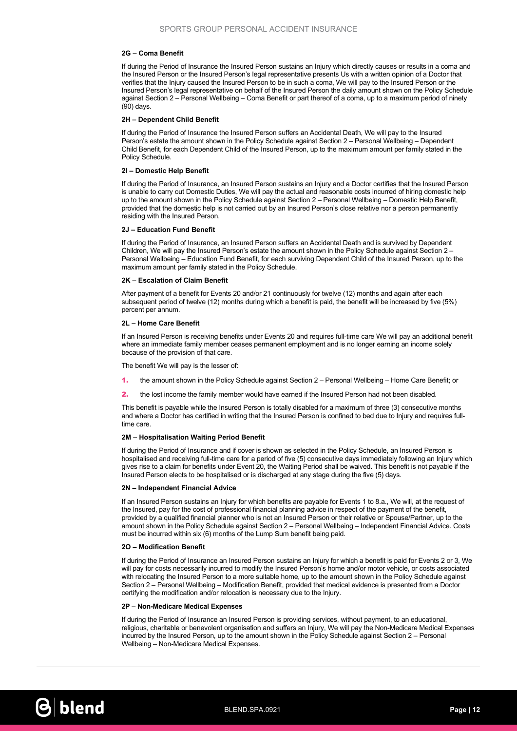#### 2G – Coma Benefit

If during the Period of Insurance the Insured Person sustains an Injury which directly causes or results in a coma and the Insured Person or the Insured Person's legal representative presents Us with a written opinion of a Doctor that verifies that the Injury caused the Insured Person to be in such a coma, We will pay to the Insured Person or the Insured Person's legal representative on behalf of the Insured Person the daily amount shown on the Policy Schedule against Section 2 – Personal Wellbeing – Coma Benefit or part thereof of a coma, up to a maximum period of ninety (90) days.

#### 2H – Dependent Child Benefit

If during the Period of Insurance the Insured Person suffers an Accidental Death, We will pay to the Insured Person's estate the amount shown in the Policy Schedule against Section 2 – Personal Wellbeing – Dependent Child Benefit, for each Dependent Child of the Insured Person, up to the maximum amount per family stated in the Policy Schedule.

#### 2I – Domestic Help Benefit

If during the Period of Insurance, an Insured Person sustains an Injury and a Doctor certifies that the Insured Person is unable to carry out Domestic Duties, We will pay the actual and reasonable costs incurred of hiring domestic help up to the amount shown in the Policy Schedule against Section 2 – Personal Wellbeing – Domestic Help Benefit, provided that the domestic help is not carried out by an Insured Person's close relative nor a person permanently residing with the Insured Person.

#### 2J – Education Fund Benefit

If during the Period of Insurance, an Insured Person suffers an Accidental Death and is survived by Dependent Children, We will pay the Insured Person's estate the amount shown in the Policy Schedule against Section 2 – Personal Wellbeing – Education Fund Benefit, for each surviving Dependent Child of the Insured Person, up to the maximum amount per family stated in the Policy Schedule.

#### 2K – Escalation of Claim Benefit

After payment of a benefit for Events 20 and/or 21 continuously for twelve (12) months and again after each subsequent period of twelve (12) months during which a benefit is paid, the benefit will be increased by five (5%) percent per annum.

#### 2L – Home Care Benefit

If an Insured Person is receiving benefits under Events 20 and requires full-time care We will pay an additional benefit where an immediate family member ceases permanent employment and is no longer earning an income solely because of the provision of that care.

The benefit We will pay is the lesser of:

1. the amount shown in the Policy Schedule against Section 2 – Personal Wellbeing – Home Care Benefit; or
2. the lost income the family member would have earned if the Insured Person had not been disabled.

This benefit is payable while the Insured Person is totally disabled for a maximum of three (3) consecutive months and where a Doctor has certified in writing that the Insured Person is confined to bed due to Injury and requires full-time care.

#### 2M – Hospitalisation Waiting Period Benefit

If during the Period of Insurance and if cover is shown as selected in the Policy Schedule, an Insured Person is hospitalised and receiving full-time care for a period of five (5) consecutive days immediately following an Injury which gives rise to a claim for benefits under Event 20, the Waiting Period shall be waived. This benefit is not payable if the Insured Person elects to be hospitalised or is discharged at any stage during the five (5) days.

#### 2N – Independent Financial Advice

If an Insured Person sustains an Injury for which benefits are payable for Events 1 to 8.a., We will, at the request of the Insured, pay for the cost of professional financial planning advice in respect of the payment of the benefit, provided by a qualified financial planner who is not an Insured Person or their relative or Spouse/Partner, up to the amount shown in the Policy Schedule against Section 2 – Personal Wellbeing – Independent Financial Advice. Costs must be incurred within six (6) months of the Lump Sum benefit being paid.

#### 2O – Modification Benefit

If during the Period of Insurance an Insured Person sustains an Injury for which a benefit is paid for Events 2 or 3, We will pay for costs necessarily incurred to modify the Insured Person's home and/or motor vehicle, or costs associated with relocating the Insured Person to a more suitable home, up to the amount shown in the Policy Schedule against Section 2 – Personal Wellbeing – Modification Benefit, provided that medical evidence is presented from a Doctor certifying the modification and/or relocation is necessary due to the Injury.

#### 2P – Non-Medicare Medical Expenses

If during the Period of Insurance an Insured Person is providing services, without payment, to an educational, religious, charitable or benevolent organisation and suffers an Injury, We will pay the Non-Medicare Medical Expenses incurred by the Insured Person, up to the amount shown in the Policy Schedule against Section 2 – Personal Wellbeing – Non-Medicare Medical Expenses.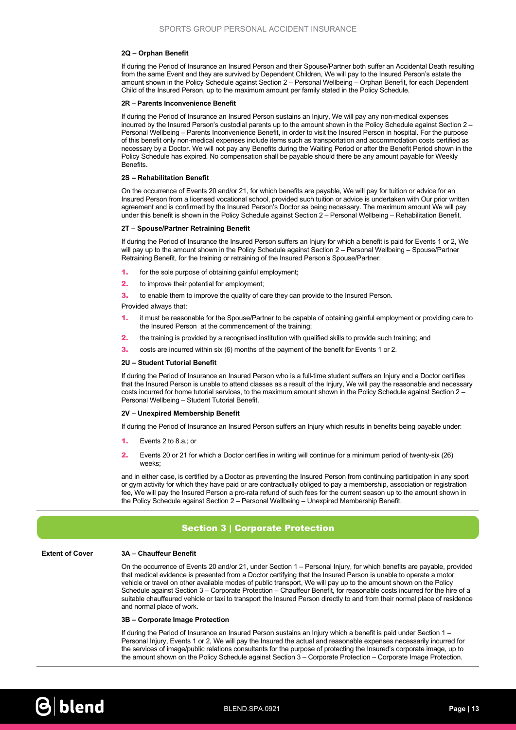#### 2Q – Orphan Benefit

If during the Period of Insurance an Insured Person and their Spouse/Partner both suffer an Accidental Death resulting from the same Event and they are survived by Dependent Children, We will pay to the Insured Person's estate the amount shown in the Policy Schedule against Section 2 – Personal Wellbeing – Orphan Benefit, for each Dependent Child of the Insured Person, up to the maximum amount per family stated in the Policy Schedule.

#### 2R – Parents Inconvenience Benefit

If during the Period of Insurance an Insured Person sustains an Injury, We will pay any non-medical expenses incurred by the Insured Person's custodial parents up to the amount shown in the Policy Schedule against Section 2 – Personal Wellbeing – Parents Inconvenience Benefit, in order to visit the Insured Person in hospital. For the purpose of this benefit only non-medical expenses include items such as transportation and accommodation costs certified as necessary by a Doctor. We will not pay any Benefits during the Waiting Period or after the Benefit Period shown in the Policy Schedule has expired. No compensation shall be payable should there be any amount payable for Weekly Benefits.

#### 2S – Rehabilitation Benefit

On the occurrence of Events 20 and/or 21, for which benefits are payable, We will pay for tuition or advice for an Insured Person from a licensed vocational school, provided such tuition or advice is undertaken with Our prior written agreement and is confirmed by the Insured Person's Doctor as being necessary. The maximum amount We will pay under this benefit is shown in the Policy Schedule against Section 2 – Personal Wellbeing – Rehabilitation Benefit.

#### 2T – Spouse/Partner Retraining Benefit

If during the Period of Insurance the Insured Person suffers an Injury for which a benefit is paid for Events 1 or 2, We will pay up to the amount shown in the Policy Schedule against Section 2 – Personal Wellbeing – Spouse/Partner Retraining Benefit, for the training or retraining of the Insured Person's Spouse/Partner:

1. for the sole purpose of obtaining gainful employment;
2. to improve their potential for employment;
3. to enable them to improve the quality of care they can provide to the Insured Person.

Provided always that:

1. it must be reasonable for the Spouse/Partner to be capable of obtaining gainful employment or providing care to the Insured Person at the commencement of the training;
2. the training is provided by a recognised institution with qualified skills to provide such training; and
3. costs are incurred within six (6) months of the payment of the benefit for Events 1 or 2.

#### 2U – Student Tutorial Benefit

If during the Period of Insurance an Insured Person who is a full-time student suffers an Injury and a Doctor certifies that the Insured Person is unable to attend classes as a result of the Injury, We will pay the reasonable and necessary costs incurred for home tutorial services, to the maximum amount shown in the Policy Schedule against Section 2 – Personal Wellbeing – Student Tutorial Benefit.

#### 2V – Unexpired Membership Benefit

If during the Period of Insurance an Insured Person suffers an Injury which results in benefits being payable under:

1. Events 2 to 8.a.; or
2. Events 20 or 21 for which a Doctor certifies in writing will continue for a minimum period of twenty-six (26) weeks;

and in either case, is certified by a Doctor as preventing the Insured Person from continuing participation in any sport or gym activity for which they have paid or are contractually obliged to pay a membership, association or registration fee, We will pay the Insured Person a pro-rata refund of such fees for the current season up to the amount shown in the Policy Schedule against Section 2 – Personal Wellbeing – Unexpired Membership Benefit.

## Section 3 | Corporate Protection

**Extent of Cover**

#### 3A – Chauffeur Benefit

On the occurrence of Events 20 and/or 21, under Section 1 – Personal Injury, for which benefits are payable, provided that medical evidence is presented from a Doctor certifying that the Insured Person is unable to operate a motor vehicle or travel on other available modes of public transport, We will pay up to the amount shown on the Policy Schedule against Section 3 – Corporate Protection – Chauffeur Benefit, for reasonable costs incurred for the hire of a suitable chauffeured vehicle or taxi to transport the Insured Person directly to and from their normal place of residence and normal place of work.

#### 3B – Corporate Image Protection

If during the Period of Insurance an Insured Person sustains an Injury which a benefit is paid under Section 1 – Personal Injury, Events 1 or 2, We will pay the Insured the actual and reasonable expenses necessarily incurred for the services of image/public relations consultants for the purpose of protecting the Insured's corporate image, up to the amount shown on the Policy Schedule against Section 3 – Corporate Protection – Corporate Image Protection.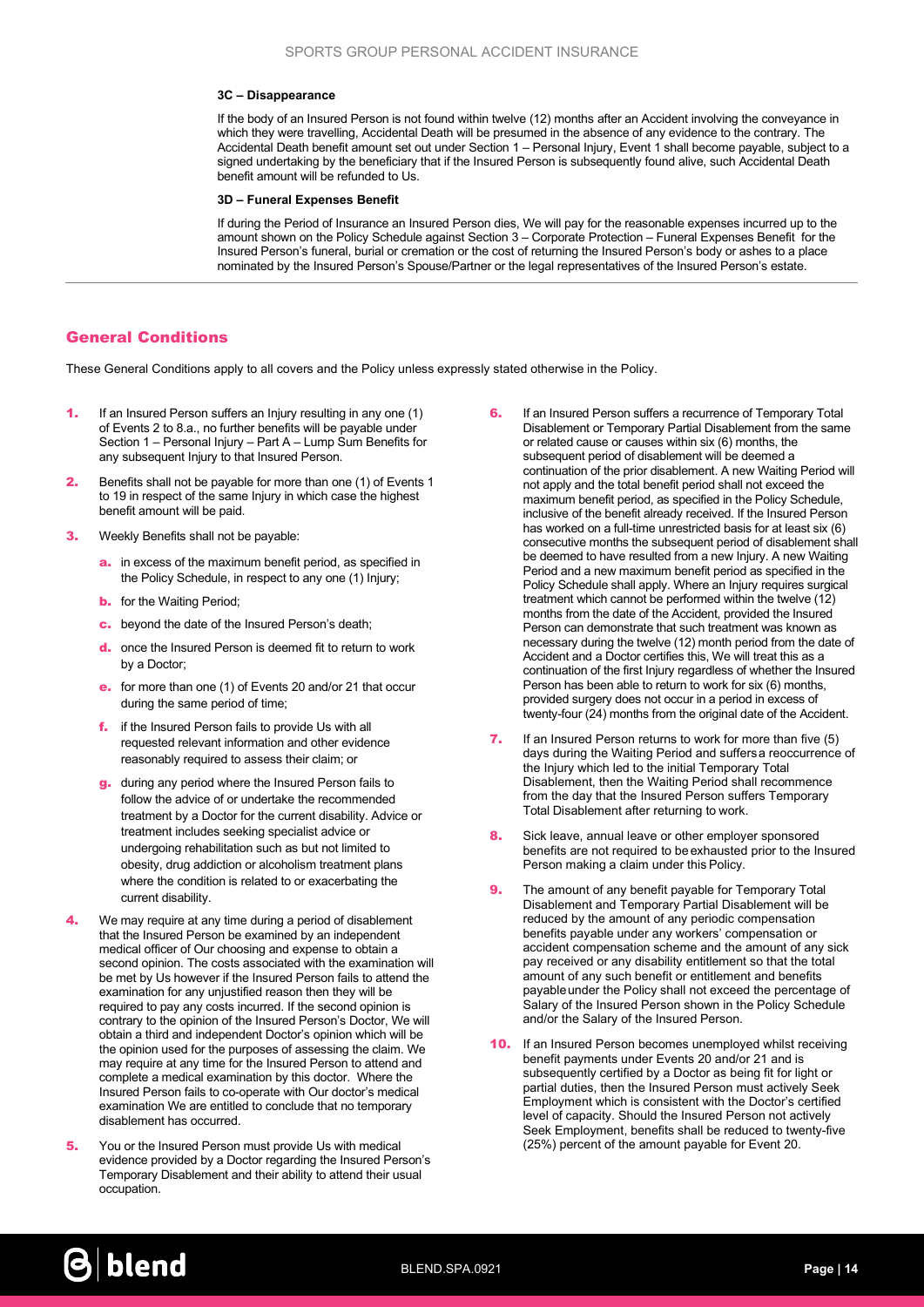#### 3C – Disappearance

If the body of an Insured Person is not found within twelve (12) months after an Accident involving the conveyance in which they were travelling, Accidental Death will be presumed in the absence of any evidence to the contrary. The Accidental Death benefit amount set out under Section 1 – Personal Injury, Event 1 shall become payable, subject to a signed undertaking by the beneficiary that if the Insured Person is subsequently found alive, such Accidental Death benefit amount will be refunded to Us.

#### 3D – Funeral Expenses Benefit

If during the Period of Insurance an Insured Person dies, We will pay for the reasonable expenses incurred up to the amount shown on the Policy Schedule against Section 3 – Corporate Protection – Funeral Expenses Benefit for the Insured Person's funeral, burial or cremation or the cost of returning the Insured Person's body or ashes to a place nominated by the Insured Person's Spouse/Partner or the legal representatives of the Insured Person's estate.

## General Conditions

These General Conditions apply to all covers and the Policy unless expressly stated otherwise in the Policy.

1. If an Insured Person suffers an Injury resulting in any one (1) of Events 2 to 8.a., no further benefits will be payable under Section 1 – Personal Injury – Part A – Lump Sum Benefits for any subsequent Injury to that Insured Person.
2. Benefits shall not be payable for more than one (1) of Events 1 to 19 in respect of the same Injury in which case the highest benefit amount will be paid.
3. Weekly Benefits shall not be payable:
   a. in excess of the maximum benefit period, as specified in the Policy Schedule, in respect to any one (1) Injury;
   b. for the Waiting Period;
   c. beyond the date of the Insured Person's death;
   d. once the Insured Person is deemed fit to return to work by a Doctor;
   e. for more than one (1) of Events 20 and/or 21 that occur during the same period of time;
   f. if the Insured Person fails to provide Us with all requested relevant information and other evidence reasonably required to assess their claim; or
   g. during any period where the Insured Person fails to follow the advice of or undertake the recommended treatment by a Doctor for the current disability. Advice or treatment includes seeking specialist advice or undergoing rehabilitation such as but not limited to obesity, drug addiction or alcoholism treatment plans where the condition is related to or exacerbating the current disability.
4. We may require at any time during a period of disablement that the Insured Person be examined by an independent medical officer of Our choosing and expense to obtain a second opinion. The costs associated with the examination will be met by Us however if the Insured Person fails to attend the examination for any unjustified reason then they will be required to pay any costs incurred. If the second opinion is contrary to the opinion of the Insured Person's Doctor, We will obtain a third and independent Doctor's opinion which will be the opinion used for the purposes of assessing the claim. We may require at any time for the Insured Person to attend and complete a medical examination by this doctor. Where the Insured Person fails to co-operate with Our doctor's medical examination We are entitled to conclude that no temporary disablement has occurred.
5. You or the Insured Person must provide Us with medical evidence provided by a Doctor regarding the Insured Person's Temporary Disablement and their ability to attend their usual occupation.
6. If an Insured Person suffers a recurrence of Temporary Total Disablement or Temporary Partial Disablement from the same or related cause or causes within six (6) months, the subsequent period of disablement will be deemed a continuation of the prior disablement. A new Waiting Period will not apply and the total benefit period shall not exceed the maximum benefit period, as specified in the Policy Schedule, inclusive of the benefit already received. If the Insured Person has worked on a full-time unrestricted basis for at least six (6) consecutive months the subsequent period of disablement shall be deemed to have resulted from a new Injury. A new Waiting Period and a new maximum benefit period as specified in the Policy Schedule shall apply. Where an Injury requires surgical treatment which cannot be performed within the twelve (12) months from the date of the Accident, provided the Insured Person can demonstrate that such treatment was known as necessary during the twelve (12) month period from the date of Accident and a Doctor certifies this, We will treat this as a continuation of the first Injury regardless of whether the Insured Person has been able to return to work for six (6) months, provided surgery does not occur in a period in excess of twenty-four (24) months from the original date of the Accident.
7. If an Insured Person returns to work for more than five (5) days during the Waiting Period and suffers a reoccurrence of the Injury which led to the initial Temporary Total Disablement, then the Waiting Period shall recommence from the day that the Insured Person suffers Temporary Total Disablement after returning to work.
8. Sick leave, annual leave or other employer sponsored benefits are not required to be exhausted prior to the Insured Person making a claim under this Policy.
9. The amount of any benefit payable for Temporary Total Disablement and Temporary Partial Disablement will be reduced by the amount of any periodic compensation benefits payable under any workers' compensation or accident compensation scheme and the amount of any sick pay received or any disability entitlement so that the total amount of any such benefit or entitlement and benefits payable under the Policy shall not exceed the percentage of Salary of the Insured Person shown in the Policy Schedule and/or the Salary of the Insured Person.
10. If an Insured Person becomes unemployed whilst receiving benefit payments under Events 20 and/or 21 and is subsequently certified by a Doctor as being fit for light or partial duties, then the Insured Person must actively Seek Employment which is consistent with the Doctor's certified level of capacity. Should the Insured Person not actively Seek Employment, benefits shall be reduced to twenty-five (25%) percent of the amount payable for Event 20.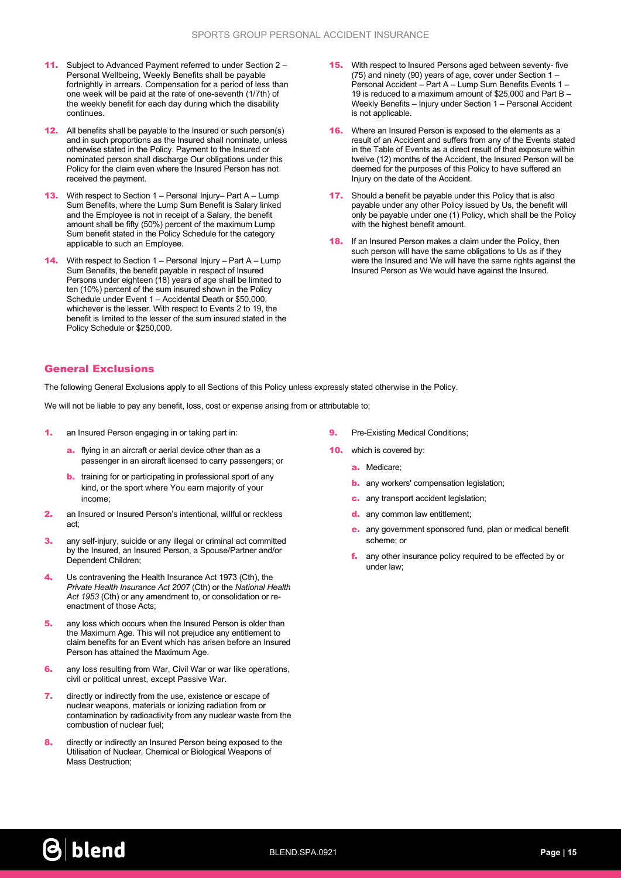11. Subject to Advanced Payment referred to under Section 2 – Personal Wellbeing, Weekly Benefits shall be payable fortnightly in arrears. Compensation for a period of less than one week will be paid at the rate of one-seventh (1/7th) of the weekly benefit for each day during which the disability continues.

12. All benefits shall be payable to the Insured or such person(s) and in such proportions as the Insured shall nominate, unless otherwise stated in the Policy. Payment to the Insured or nominated person shall discharge Our obligations under this Policy for the claim even where the Insured Person has not received the payment.

13. With respect to Section 1 – Personal Injury– Part A – Lump Sum Benefits, where the Lump Sum Benefit is Salary linked and the Employee is not in receipt of a Salary, the benefit amount shall be fifty (50%) percent of the maximum Lump Sum benefit stated in the Policy Schedule for the category applicable to such an Employee.

14. With respect to Section 1 – Personal Injury – Part A – Lump Sum Benefits, the benefit payable in respect of Insured Persons under eighteen (18) years of age shall be limited to ten (10%) percent of the sum insured shown in the Policy Schedule under Event 1 – Accidental Death or $50,000, whichever is the lesser. With respect to Events 2 to 19, the benefit is limited to the lesser of the sum insured stated in the Policy Schedule or $250,000.

15. With respect to Insured Persons aged between seventy- five (75) and ninety (90) years of age, cover under Section 1 – Personal Accident – Part A – Lump Sum Benefits Events 1 – 19 is reduced to a maximum amount of $25,000 and Part B – Weekly Benefits – Injury under Section 1 – Personal Accident is not applicable.

16. Where an Insured Person is exposed to the elements as a result of an Accident and suffers from any of the Events stated in the Table of Events as a direct result of that exposure within twelve (12) months of the Accident, the Insured Person will be deemed for the purposes of this Policy to have suffered an Injury on the date of the Accident.

17. Should a benefit be payable under this Policy that is also payable under any other Policy issued by Us, the benefit will only be payable under one (1) Policy, which shall be the Policy with the highest benefit amount.

18. If an Insured Person makes a claim under the Policy, then such person will have the same obligations to Us as if they were the Insured and We will have the same rights against the Insured Person as We would have against the Insured.

## General Exclusions

The following General Exclusions apply to all Sections of this Policy unless expressly stated otherwise in the Policy.

We will not be liable to pay any benefit, loss, cost or expense arising from or attributable to;

1. an Insured Person engaging in or taking part in:
   a. flying in an aircraft or aerial device other than as a passenger in an aircraft licensed to carry passengers; or
   b. training for or participating in professional sport of any kind, or the sport where You earn majority of your income;
2. an Insured or Insured Person's intentional, willful or reckless act;
3. any self-injury, suicide or any illegal or criminal act committed by the Insured, an Insured Person, a Spouse/Partner and/or Dependent Children;
4. Us contravening the Health Insurance Act 1973 (Cth), the *Private Health Insurance Act 2007* (Cth) or the *National Health Act 1953* (Cth) or any amendment to, or consolidation or re-enactment of those Acts;
5. any loss which occurs when the Insured Person is older than the Maximum Age. This will not prejudice any entitlement to claim benefits for an Event which has arisen before an Insured Person has attained the Maximum Age.
6. any loss resulting from War, Civil War or war like operations, civil or political unrest, except Passive War.
7. directly or indirectly from the use, existence or escape of nuclear weapons, materials or ionizing radiation from or contamination by radioactivity from any nuclear waste from the combustion of nuclear fuel;
8. directly or indirectly an Insured Person being exposed to the Utilisation of Nuclear, Chemical or Biological Weapons of Mass Destruction;
9. Pre-Existing Medical Conditions;
10. which is covered by:
    a. Medicare;
    b. any workers' compensation legislation;
    c. any transport accident legislation;
    d. any common law entitlement;
    e. any government sponsored fund, plan or medical benefit scheme; or
    f. any other insurance policy required to be effected by or under law;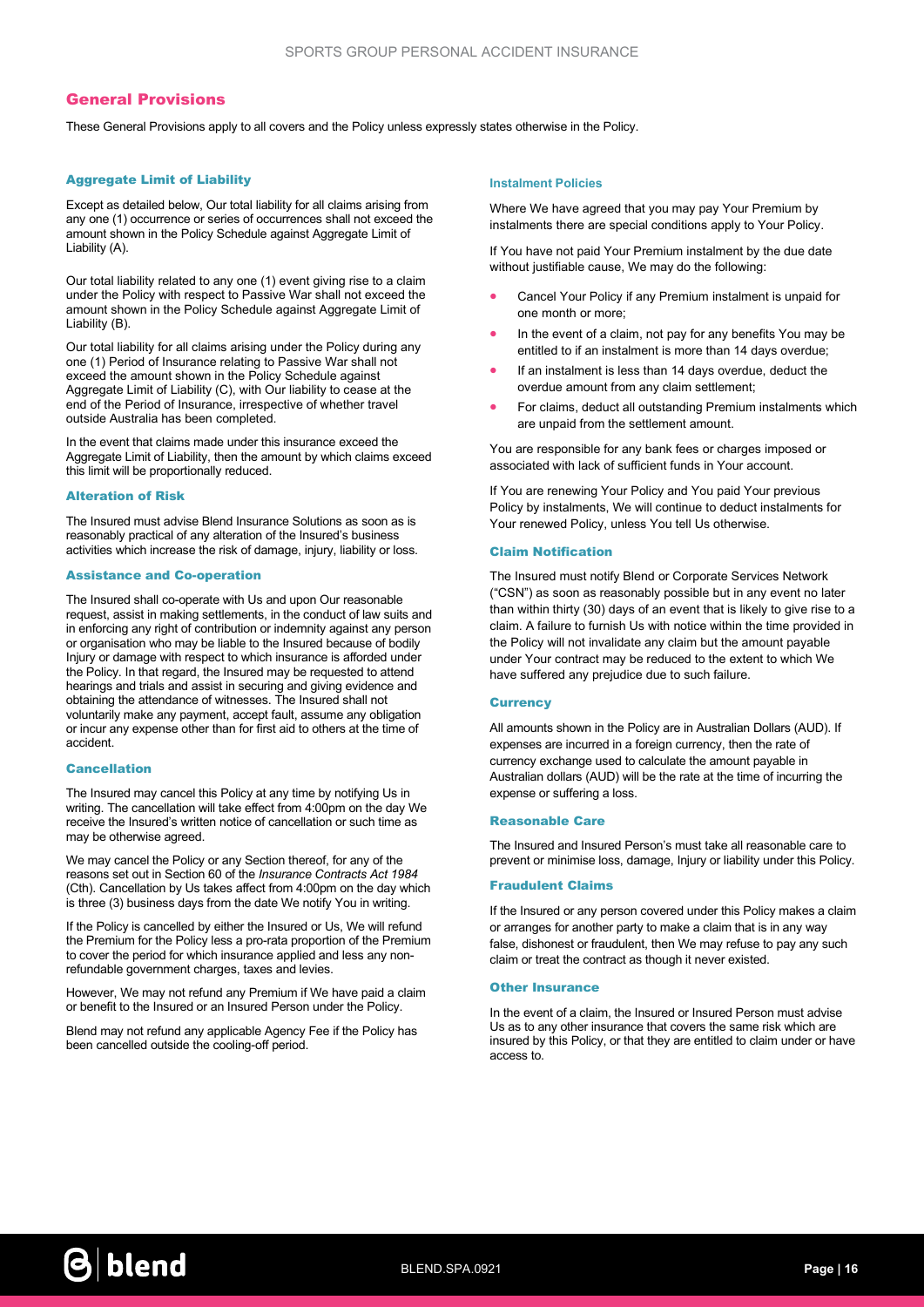## General Provisions

These General Provisions apply to all covers and the Policy unless expressly states otherwise in the Policy.

### Aggregate Limit of Liability

Except as detailed below, Our total liability for all claims arising from any one (1) occurrence or series of occurrences shall not exceed the amount shown in the Policy Schedule against Aggregate Limit of Liability (A).

Our total liability related to any one (1) event giving rise to a claim under the Policy with respect to Passive War shall not exceed the amount shown in the Policy Schedule against Aggregate Limit of Liability (B).

Our total liability for all claims arising under the Policy during any one (1) Period of Insurance relating to Passive War shall not exceed the amount shown in the Policy Schedule against Aggregate Limit of Liability (C), with Our liability to cease at the end of the Period of Insurance, irrespective of whether travel outside Australia has been completed.

In the event that claims made under this insurance exceed the Aggregate Limit of Liability, then the amount by which claims exceed this limit will be proportionally reduced.

### Alteration of Risk

The Insured must advise Blend Insurance Solutions as soon as is reasonably practical of any alteration of the Insured's business activities which increase the risk of damage, injury, liability or loss.

### Assistance and Co-operation

The Insured shall co-operate with Us and upon Our reasonable request, assist in making settlements, in the conduct of law suits and in enforcing any right of contribution or indemnity against any person or organisation who may be liable to the Insured because of bodily Injury or damage with respect to which insurance is afforded under the Policy. In that regard, the Insured may be requested to attend hearings and trials and assist in securing and giving evidence and obtaining the attendance of witnesses. The Insured shall not voluntarily make any payment, accept fault, assume any obligation or incur any expense other than for first aid to others at the time of accident.

### Cancellation

The Insured may cancel this Policy at any time by notifying Us in writing. The cancellation will take effect from 4:00pm on the day We receive the Insured's written notice of cancellation or such time as may be otherwise agreed.

We may cancel the Policy or any Section thereof, for any of the reasons set out in Section 60 of the *Insurance Contracts Act 1984* (Cth). Cancellation by Us takes affect from 4:00pm on the day which is three (3) business days from the date We notify You in writing.

If the Policy is cancelled by either the Insured or Us, We will refund the Premium for the Policy less a pro-rata proportion of the Premium to cover the period for which insurance applied and less any non-refundable government charges, taxes and levies.

However, We may not refund any Premium if We have paid a claim or benefit to the Insured or an Insured Person under the Policy.

Blend may not refund any applicable Agency Fee if the Policy has been cancelled outside the cooling-off period.

### Instalment Policies

Where We have agreed that you may pay Your Premium by instalments there are special conditions apply to Your Policy.

If You have not paid Your Premium instalment by the due date without justifiable cause, We may do the following:

- Cancel Your Policy if any Premium instalment is unpaid for one month or more;
- In the event of a claim, not pay for any benefits You may be entitled to if an instalment is more than 14 days overdue;
- If an instalment is less than 14 days overdue, deduct the overdue amount from any claim settlement;
- For claims, deduct all outstanding Premium instalments which are unpaid from the settlement amount.

You are responsible for any bank fees or charges imposed or associated with lack of sufficient funds in Your account.

If You are renewing Your Policy and You paid Your previous Policy by instalments, We will continue to deduct instalments for Your renewed Policy, unless You tell Us otherwise.

### Claim Notification

The Insured must notify Blend or Corporate Services Network ("CSN") as soon as reasonably possible but in any event no later than within thirty (30) days of an event that is likely to give rise to a claim. A failure to furnish Us with notice within the time provided in the Policy will not invalidate any claim but the amount payable under Your contract may be reduced to the extent to which We have suffered any prejudice due to such failure.

### Currency

All amounts shown in the Policy are in Australian Dollars (AUD). If expenses are incurred in a foreign currency, then the rate of currency exchange used to calculate the amount payable in Australian dollars (AUD) will be the rate at the time of incurring the expense or suffering a loss.

### Reasonable Care

The Insured and Insured Person's must take all reasonable care to prevent or minimise loss, damage, Injury or liability under this Policy.

### Fraudulent Claims

If the Insured or any person covered under this Policy makes a claim or arranges for another party to make a claim that is in any way false, dishonest or fraudulent, then We may refuse to pay any such claim or treat the contract as though it never existed.

### Other Insurance

In the event of a claim, the Insured or Insured Person must advise Us as to any other insurance that covers the same risk which are insured by this Policy, or that they are entitled to claim under or have access to.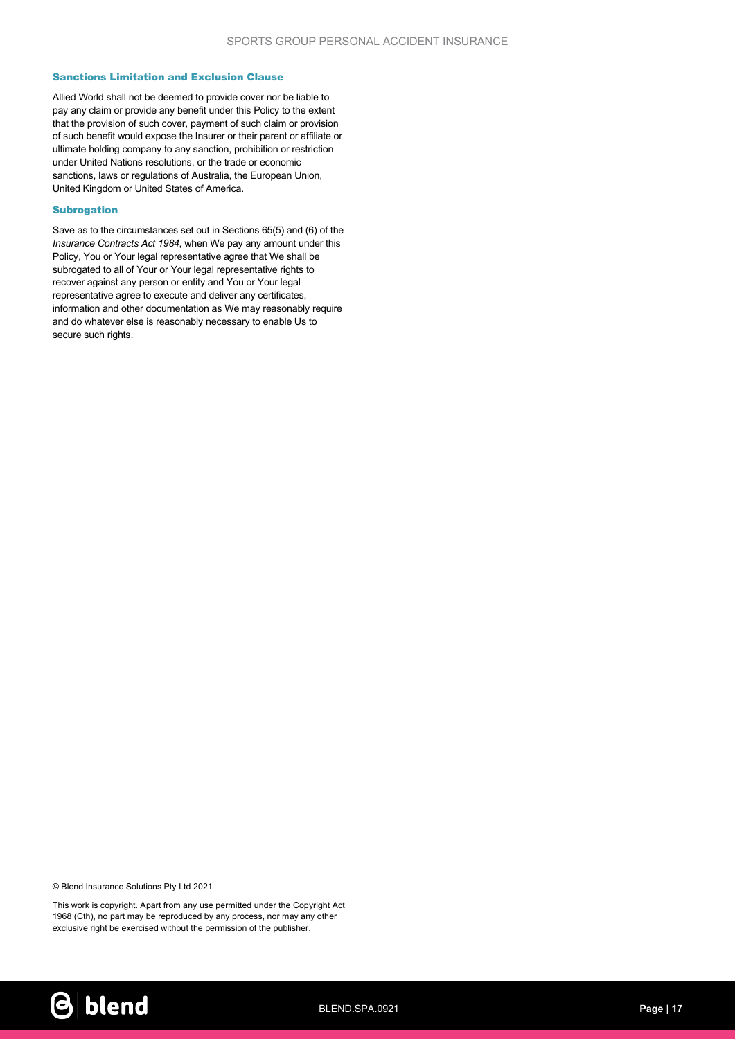### Sanctions Limitation and Exclusion Clause

Allied World shall not be deemed to provide cover nor be liable to pay any claim or provide any benefit under this Policy to the extent that the provision of such cover, payment of such claim or provision of such benefit would expose the Insurer or their parent or affiliate or ultimate holding company to any sanction, prohibition or restriction under United Nations resolutions, or the trade or economic sanctions, laws or regulations of Australia, the European Union, United Kingdom or United States of America.

### Subrogation

Save as to the circumstances set out in Sections 65(5) and (6) of the *Insurance Contracts Act 1984*, when We pay any amount under this Policy, You or Your legal representative agree that We shall be subrogated to all of Your or Your legal representative rights to recover against any person or entity and You or Your legal representative agree to execute and deliver any certificates, information and other documentation as We may reasonably require and do whatever else is reasonably necessary to enable Us to secure such rights.

© Blend Insurance Solutions Pty Ltd 2021

This work is copyright. Apart from any use permitted under the Copyright Act 1968 (Cth), no part may be reproduced by any process, nor may any other exclusive right be exercised without the permission of the publisher.